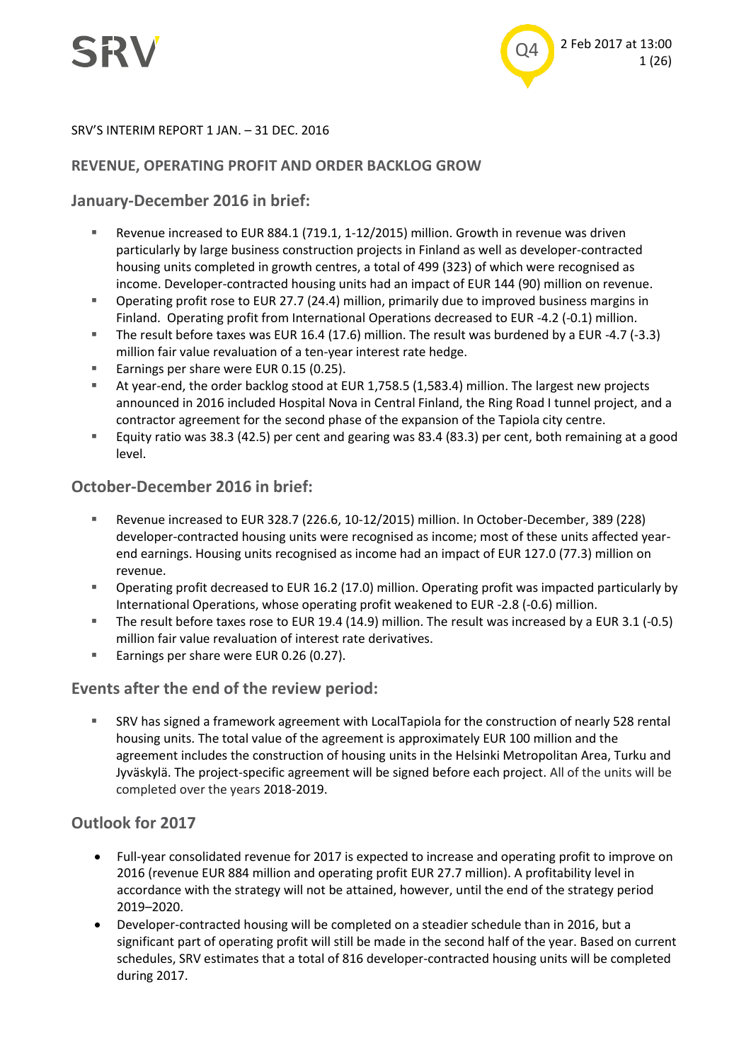SRV'S INTERIM REPORT 1 JAN. – 31 DEC. 2016

# REVENUE, OPERATING PROFIT AND ORDER BACKLOG GROW

## January-December 2016 in brief:

- Revenue increased to EUR 884.1 (719.1, 1-12/2015) million. Growth in revenue was driven particularly by large business construction projects in Finland as well as developer-contracted housing units completed in growth centres, a total of 499 (323) of which were recognised as income. Developer-contracted housing units had an impact of EUR 144 (90) million on revenue.
- Operating profit rose to EUR 27.7 (24.4) million, primarily due to improved business margins in Finland. Operating profit from International Operations decreased to EUR -4.2 (-0.1) million.
- The result before taxes was EUR 16.4 (17.6) million. The result was burdened by a EUR -4.7 (-3.3) million fair value revaluation of a ten-year interest rate hedge.
- Earnings per share were EUR 0.15 (0.25).
- At year-end, the order backlog stood at EUR 1,758.5 (1,583.4) million. The largest new projects announced in 2016 included Hospital Nova in Central Finland, the Ring Road I tunnel project, and a contractor agreement for the second phase of the expansion of the Tapiola city centre.
- Equity ratio was 38.3 (42.5) per cent and gearing was 83.4 (83.3) per cent, both remaining at a good level.

## October-December 2016 in brief:

- Revenue increased to EUR 328.7 (226.6, 10-12/2015) million. In October-December, 389 (228) developer-contracted housing units were recognised as income; most of these units affected year-end earnings. Housing units recognised as income had an impact of EUR 127.0 (77.3) million on revenue.
- Operating profit decreased to EUR 16.2 (17.0) million. Operating profit was impacted particularly by International Operations, whose operating profit weakened to EUR -2.8 (-0.6) million.
- The result before taxes rose to EUR 19.4 (14.9) million. The result was increased by a EUR 3.1 (-0.5) million fair value revaluation of interest rate derivatives.
- Earnings per share were EUR 0.26 (0.27).

## Events after the end of the review period:

- SRV has signed a framework agreement with LocalTapiola for the construction of nearly 528 rental housing units. The total value of the agreement is approximately EUR 100 million and the agreement includes the construction of housing units in the Helsinki Metropolitan Area, Turku and Jyväskylä. The project-specific agreement will be signed before each project. All of the units will be completed over the years 2018-2019.

## Outlook for 2017

- Full-year consolidated revenue for 2017 is expected to increase and operating profit to improve on 2016 (revenue EUR 884 million and operating profit EUR 27.7 million). A profitability level in accordance with the strategy will not be attained, however, until the end of the strategy period 2019–2020.
- Developer-contracted housing will be completed on a steadier schedule than in 2016, but a significant part of operating profit will still be made in the second half of the year. Based on current schedules, SRV estimates that a total of 816 developer-contracted housing units will be completed during 2017.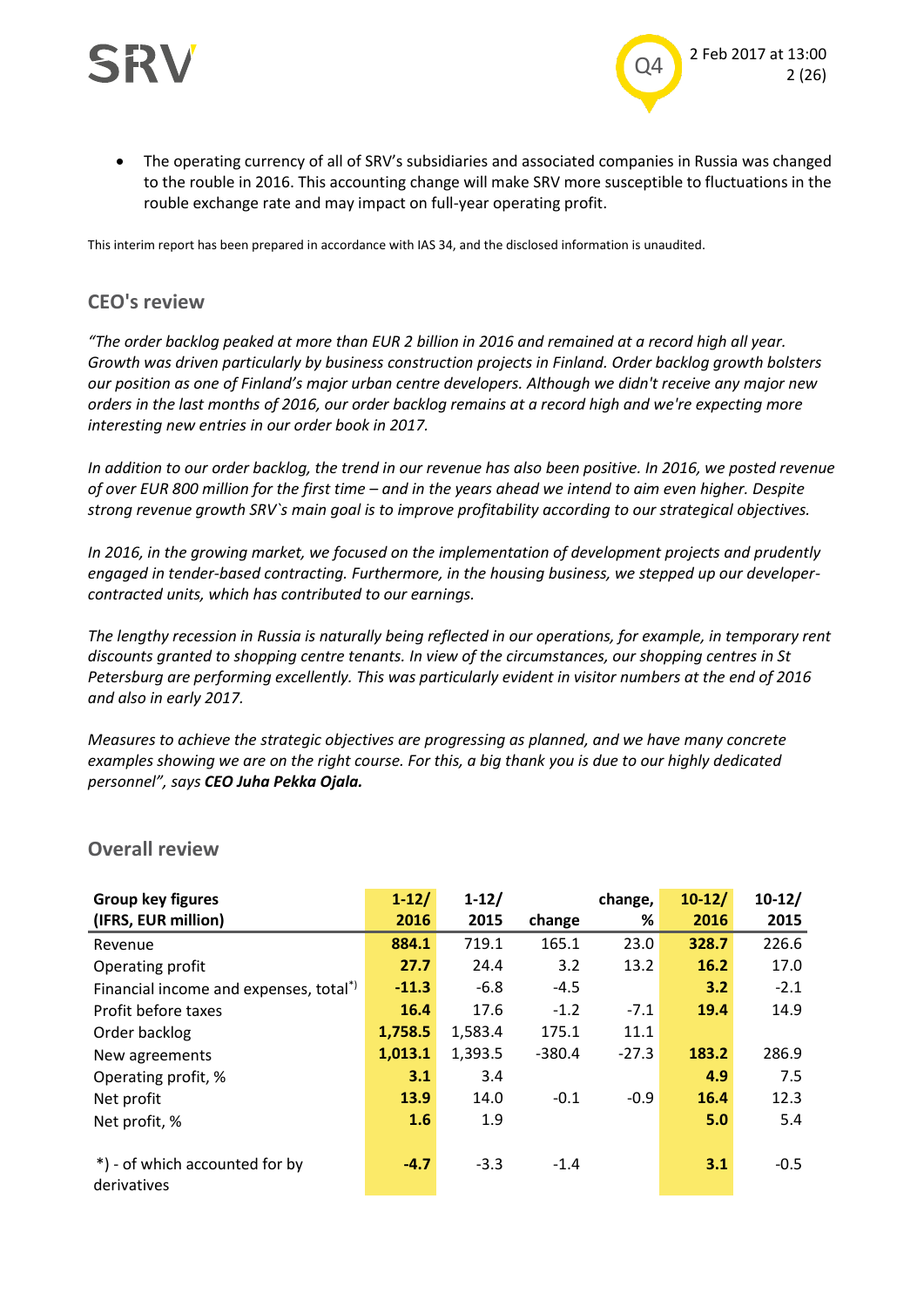- The operating currency of all of SRV's subsidiaries and associated companies in Russia was changed to the rouble in 2016. This accounting change will make SRV more susceptible to fluctuations in the rouble exchange rate and may impact on full-year operating profit.

This interim report has been prepared in accordance with IAS 34, and the disclosed information is unaudited.

## CEO's review

*"The order backlog peaked at more than EUR 2 billion in 2016 and remained at a record high all year. Growth was driven particularly by business construction projects in Finland. Order backlog growth bolsters our position as one of Finland's major urban centre developers. Although we didn't receive any major new orders in the last months of 2016, our order backlog remains at a record high and we're expecting more interesting new entries in our order book in 2017.*

*In addition to our order backlog, the trend in our revenue has also been positive. In 2016, we posted revenue of over EUR 800 million for the first time – and in the years ahead we intend to aim even higher. Despite strong revenue growth SRV`s main goal is to improve profitability according to our strategical objectives.*

*In 2016, in the growing market, we focused on the implementation of development projects and prudently engaged in tender-based contracting. Furthermore, in the housing business, we stepped up our developer-contracted units, which has contributed to our earnings.*

*The lengthy recession in Russia is naturally being reflected in our operations, for example, in temporary rent discounts granted to shopping centre tenants. In view of the circumstances, our shopping centres in St Petersburg are performing excellently. This was particularly evident in visitor numbers at the end of 2016 and also in early 2017.*

*Measures to achieve the strategic objectives are progressing as planned, and we have many concrete examples showing we are on the right course. For this, a big thank you is due to our highly dedicated personnel", says* ***CEO Juha Pekka Ojala.***

## Overall review

| Group key figures (IFRS, EUR million) | 1-12/ 2016 | 1-12/ 2015 | change | change, % | 10-12/ 2016 | 10-12/ 2015 |
|---|---|---|---|---|---|---|
| Revenue | **884.1** | 719.1 | 165.1 | 23.0 | **328.7** | 226.6 |
| Operating profit | **27.7** | 24.4 | 3.2 | 13.2 | **16.2** | 17.0 |
| Financial income and expenses, total*) | **-11.3** | -6.8 | -4.5 | | **3.2** | -2.1 |
| Profit before taxes | **16.4** | 17.6 | -1.2 | -7.1 | **19.4** | 14.9 |
| Order backlog | **1,758.5** | 1,583.4 | 175.1 | 11.1 | | |
| New agreements | **1,013.1** | 1,393.5 | -380.4 | -27.3 | **183.2** | 286.9 |
| Operating profit, % | **3.1** | 3.4 | | | **4.9** | 7.5 |
| Net profit | **13.9** | 14.0 | -0.1 | -0.9 | **16.4** | 12.3 |
| Net profit, % | **1.6** | 1.9 | | | **5.0** | 5.4 |
| *) - of which accounted for by derivatives | **-4.7** | -3.3 | -1.4 | | **3.1** | -0.5 |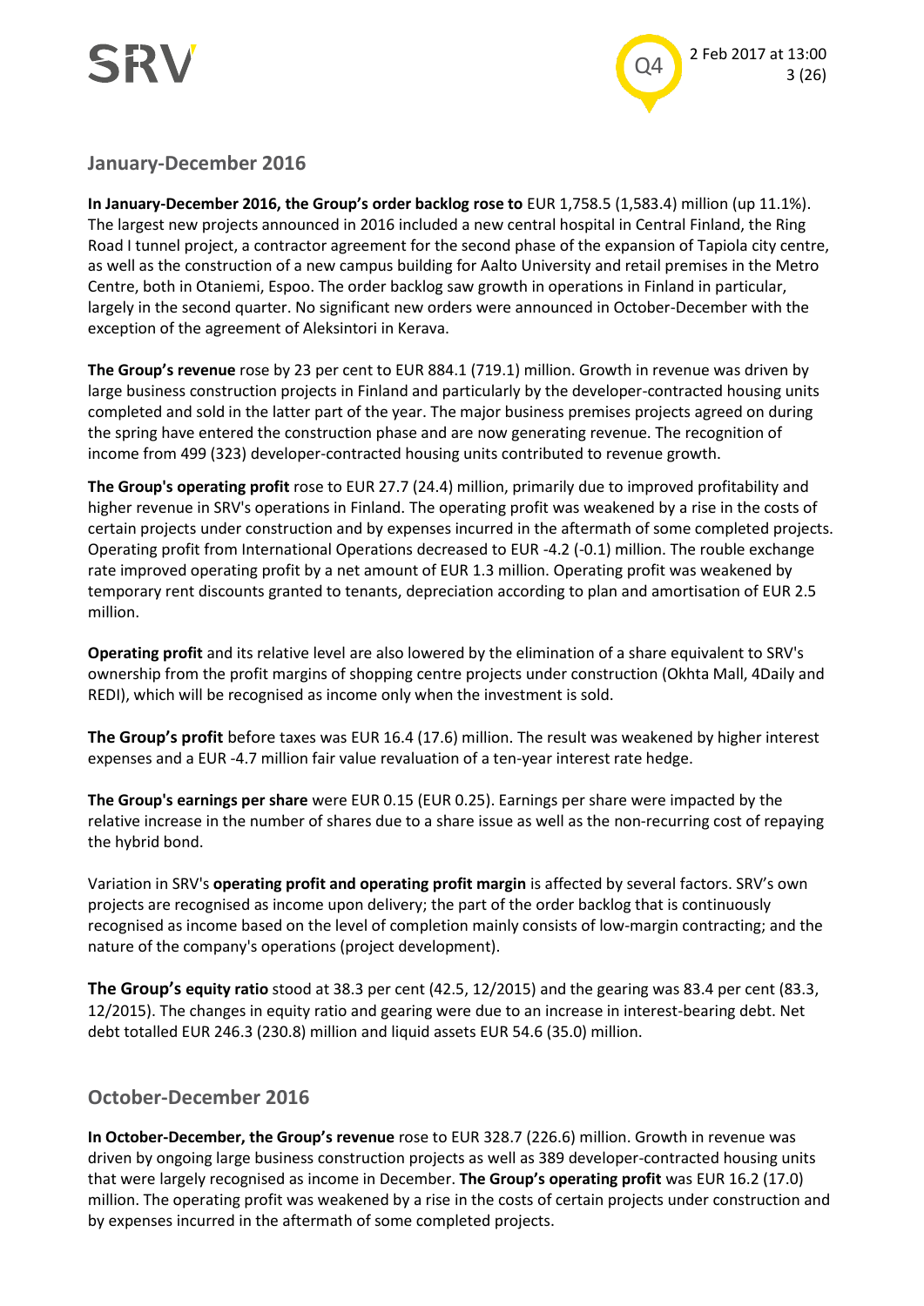## January-December 2016

**In January-December 2016, the Group's order backlog rose to** EUR 1,758.5 (1,583.4) million (up 11.1%). The largest new projects announced in 2016 included a new central hospital in Central Finland, the Ring Road I tunnel project, a contractor agreement for the second phase of the expansion of Tapiola city centre, as well as the construction of a new campus building for Aalto University and retail premises in the Metro Centre, both in Otaniemi, Espoo. The order backlog saw growth in operations in Finland in particular, largely in the second quarter. No significant new orders were announced in October-December with the exception of the agreement of Aleksintori in Kerava.

**The Group's revenue** rose by 23 per cent to EUR 884.1 (719.1) million. Growth in revenue was driven by large business construction projects in Finland and particularly by the developer-contracted housing units completed and sold in the latter part of the year. The major business premises projects agreed on during the spring have entered the construction phase and are now generating revenue. The recognition of income from 499 (323) developer-contracted housing units contributed to revenue growth.

**The Group's operating profit** rose to EUR 27.7 (24.4) million, primarily due to improved profitability and higher revenue in SRV's operations in Finland. The operating profit was weakened by a rise in the costs of certain projects under construction and by expenses incurred in the aftermath of some completed projects. Operating profit from International Operations decreased to EUR -4.2 (-0.1) million. The rouble exchange rate improved operating profit by a net amount of EUR 1.3 million. Operating profit was weakened by temporary rent discounts granted to tenants, depreciation according to plan and amortisation of EUR 2.5 million.

**Operating profit** and its relative level are also lowered by the elimination of a share equivalent to SRV's ownership from the profit margins of shopping centre projects under construction (Okhta Mall, 4Daily and REDI), which will be recognised as income only when the investment is sold.

**The Group's profit** before taxes was EUR 16.4 (17.6) million. The result was weakened by higher interest expenses and a EUR -4.7 million fair value revaluation of a ten-year interest rate hedge.

**The Group's earnings per share** were EUR 0.15 (EUR 0.25). Earnings per share were impacted by the relative increase in the number of shares due to a share issue as well as the non-recurring cost of repaying the hybrid bond.

Variation in SRV's **operating profit and operating profit margin** is affected by several factors. SRV's own projects are recognised as income upon delivery; the part of the order backlog that is continuously recognised as income based on the level of completion mainly consists of low-margin contracting; and the nature of the company's operations (project development).

**The Group's equity ratio** stood at 38.3 per cent (42.5, 12/2015) and the gearing was 83.4 per cent (83.3, 12/2015). The changes in equity ratio and gearing were due to an increase in interest-bearing debt. Net debt totalled EUR 246.3 (230.8) million and liquid assets EUR 54.6 (35.0) million.

## October-December 2016

**In October-December, the Group's revenue** rose to EUR 328.7 (226.6) million. Growth in revenue was driven by ongoing large business construction projects as well as 389 developer-contracted housing units that were largely recognised as income in December. **The Group's operating profit** was EUR 16.2 (17.0) million. The operating profit was weakened by a rise in the costs of certain projects under construction and by expenses incurred in the aftermath of some completed projects.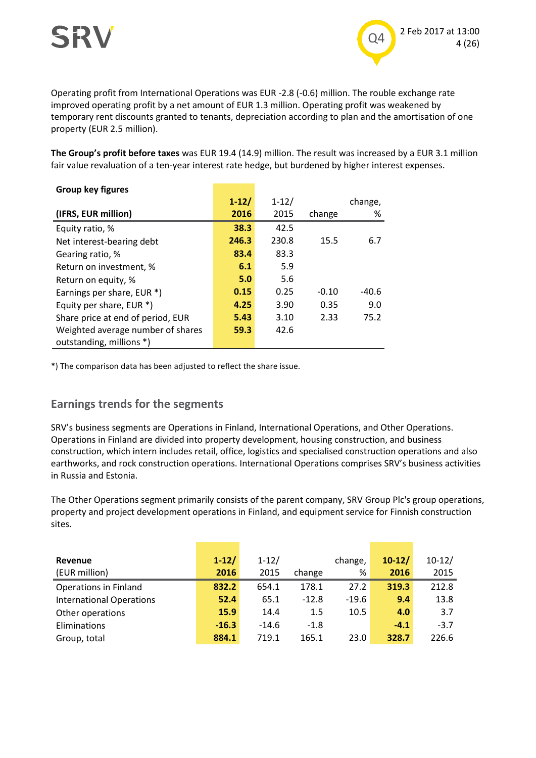Operating profit from International Operations was EUR -2.8 (-0.6) million. The rouble exchange rate improved operating profit by a net amount of EUR 1.3 million. Operating profit was weakened by temporary rent discounts granted to tenants, depreciation according to plan and the amortisation of one property (EUR 2.5 million).

**The Group's profit before taxes** was EUR 19.4 (14.9) million. The result was increased by a EUR 3.1 million fair value revaluation of a ten-year interest rate hedge, but burdened by higher interest expenses.

| **Group key figures** (IFRS, EUR million) | **1-12/ 2016** | 1-12/ 2015 | change | change, % |
|---|---|---|---|---|
| Equity ratio, % | **38.3** | 42.5 | | |
| Net interest-bearing debt | **246.3** | 230.8 | 15.5 | 6.7 |
| Gearing ratio, % | **83.4** | 83.3 | | |
| Return on investment, % | **6.1** | 5.9 | | |
| Return on equity, % | **5.0** | 5.6 | | |
| Earnings per share, EUR *) | **0.15** | 0.25 | -0.10 | -40.6 |
| Equity per share, EUR *) | **4.25** | 3.90 | 0.35 | 9.0 |
| Share price at end of period, EUR | **5.43** | 3.10 | 2.33 | 75.2 |
| Weighted average number of shares outstanding, millions *) | **59.3** | 42.6 | | |

*) The comparison data has been adjusted to reflect the share issue.

## Earnings trends for the segments

SRV's business segments are Operations in Finland, International Operations, and Other Operations. Operations in Finland are divided into property development, housing construction, and business construction, which intern includes retail, office, logistics and specialised construction operations and also earthworks, and rock construction operations. International Operations comprises SRV's business activities in Russia and Estonia.

The Other Operations segment primarily consists of the parent company, SRV Group Plc's group operations, property and project development operations in Finland, and equipment service for Finnish construction sites.

| **Revenue** (EUR million) | **1-12/ 2016** | 1-12/ 2015 | change | change, % | **10-12/ 2016** | 10-12/ 2015 |
|---|---|---|---|---|---|---|
| Operations in Finland | **832.2** | 654.1 | 178.1 | 27.2 | **319.3** | 212.8 |
| International Operations | **52.4** | 65.1 | -12.8 | -19.6 | **9.4** | 13.8 |
| Other operations | **15.9** | 14.4 | 1.5 | 10.5 | **4.0** | 3.7 |
| Eliminations | **-16.3** | -14.6 | -1.8 | | **-4.1** | -3.7 |
| Group, total | **884.1** | 719.1 | 165.1 | 23.0 | **328.7** | 226.6 |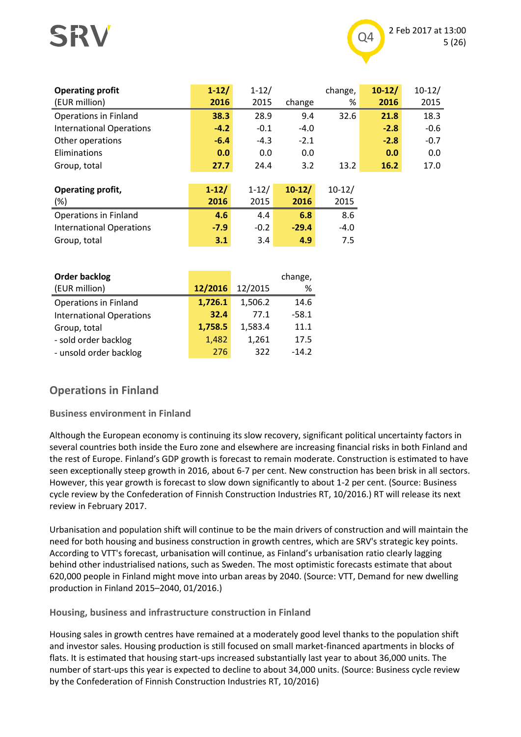| **Operating profit** (EUR million) | **1-12/ 2016** | 1-12/ 2015 | change | change, % | **10-12/ 2016** | 10-12/ 2015 |
|---|---|---|---|---|---|---|
| Operations in Finland | **38.3** | 28.9 | 9.4 | 32.6 | **21.8** | 18.3 |
| International Operations | **-4.2** | -0.1 | -4.0 | | **-2.8** | -0.6 |
| Other operations | **-6.4** | -4.3 | -2.1 | | **-2.8** | -0.7 |
| Eliminations | **0.0** | 0.0 | 0.0 | | **0.0** | 0.0 |
| Group, total | **27.7** | 24.4 | 3.2 | 13.2 | **16.2** | 17.0 |

| **Operating profit,** (%) | **1-12/ 2016** | 1-12/ 2015 | **10-12/ 2016** | 10-12/ 2015 |
|---|---|---|---|---|
| Operations in Finland | **4.6** | 4.4 | **6.8** | 8.6 |
| International Operations | **-7.9** | -0.2 | **-29.4** | -4.0 |
| Group, total | **3.1** | 3.4 | **4.9** | 7.5 |

| **Order backlog** (EUR million) | **12/2016** | 12/2015 | change, % |
|---|---|---|---|
| Operations in Finland | **1,726.1** | 1,506.2 | 14.6 |
| International Operations | **32.4** | 77.1 | -58.1 |
| Group, total | **1,758.5** | 1,583.4 | 11.1 |
| - sold order backlog | 1,482 | 1,261 | 17.5 |
| - unsold order backlog | 276 | 322 | -14.2 |

## Operations in Finland

### Business environment in Finland

Although the European economy is continuing its slow recovery, significant political uncertainty factors in several countries both inside the Euro zone and elsewhere are increasing financial risks in both Finland and the rest of Europe. Finland's GDP growth is forecast to remain moderate. Construction is estimated to have seen exceptionally steep growth in 2016, about 6-7 per cent. New construction has been brisk in all sectors. However, this year growth is forecast to slow down significantly to about 1-2 per cent. (Source: Business cycle review by the Confederation of Finnish Construction Industries RT, 10/2016.) RT will release its next review in February 2017.

Urbanisation and population shift will continue to be the main drivers of construction and will maintain the need for both housing and business construction in growth centres, which are SRV's strategic key points. According to VTT's forecast, urbanisation will continue, as Finland's urbanisation ratio clearly lagging behind other industrialised nations, such as Sweden. The most optimistic forecasts estimate that about 620,000 people in Finland might move into urban areas by 2040. (Source: VTT, Demand for new dwelling production in Finland 2015–2040, 01/2016.)

### Housing, business and infrastructure construction in Finland

Housing sales in growth centres have remained at a moderately good level thanks to the population shift and investor sales. Housing production is still focused on small market-financed apartments in blocks of flats. It is estimated that housing start-ups increased substantially last year to about 36,000 units. The number of start-ups this year is expected to decline to about 34,000 units. (Source: Business cycle review by the Confederation of Finnish Construction Industries RT, 10/2016)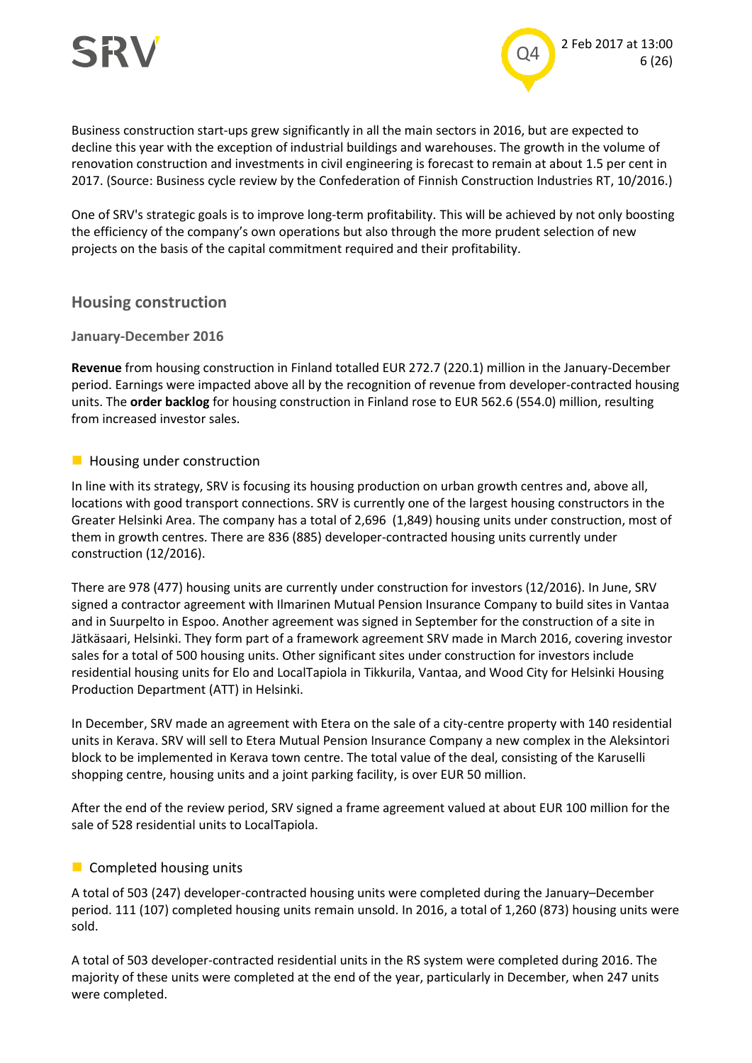Business construction start-ups grew significantly in all the main sectors in 2016, but are expected to decline this year with the exception of industrial buildings and warehouses. The growth in the volume of renovation construction and investments in civil engineering is forecast to remain at about 1.5 per cent in 2017. (Source: Business cycle review by the Confederation of Finnish Construction Industries RT, 10/2016.)

One of SRV's strategic goals is to improve long-term profitability. This will be achieved by not only boosting the efficiency of the company's own operations but also through the more prudent selection of new projects on the basis of the capital commitment required and their profitability.

## Housing construction

### January-December 2016

**Revenue** from housing construction in Finland totalled EUR 272.7 (220.1) million in the January-December period. Earnings were impacted above all by the recognition of revenue from developer-contracted housing units. The **order backlog** for housing construction in Finland rose to EUR 562.6 (554.0) million, resulting from increased investor sales.

#### Housing under construction

In line with its strategy, SRV is focusing its housing production on urban growth centres and, above all, locations with good transport connections. SRV is currently one of the largest housing constructors in the Greater Helsinki Area. The company has a total of 2,696 (1,849) housing units under construction, most of them in growth centres. There are 836 (885) developer-contracted housing units currently under construction (12/2016).

There are 978 (477) housing units are currently under construction for investors (12/2016). In June, SRV signed a contractor agreement with Ilmarinen Mutual Pension Insurance Company to build sites in Vantaa and in Suurpelto in Espoo. Another agreement was signed in September for the construction of a site in Jätkäsaari, Helsinki. They form part of a framework agreement SRV made in March 2016, covering investor sales for a total of 500 housing units. Other significant sites under construction for investors include residential housing units for Elo and LocalTapiola in Tikkurila, Vantaa, and Wood City for Helsinki Housing Production Department (ATT) in Helsinki.

In December, SRV made an agreement with Etera on the sale of a city-centre property with 140 residential units in Kerava. SRV will sell to Etera Mutual Pension Insurance Company a new complex in the Aleksintori block to be implemented in Kerava town centre. The total value of the deal, consisting of the Karuselli shopping centre, housing units and a joint parking facility, is over EUR 50 million.

After the end of the review period, SRV signed a frame agreement valued at about EUR 100 million for the sale of 528 residential units to LocalTapiola.

#### Completed housing units

A total of 503 (247) developer-contracted housing units were completed during the January–December period. 111 (107) completed housing units remain unsold. In 2016, a total of 1,260 (873) housing units were sold.

A total of 503 developer-contracted residential units in the RS system were completed during 2016. The majority of these units were completed at the end of the year, particularly in December, when 247 units were completed.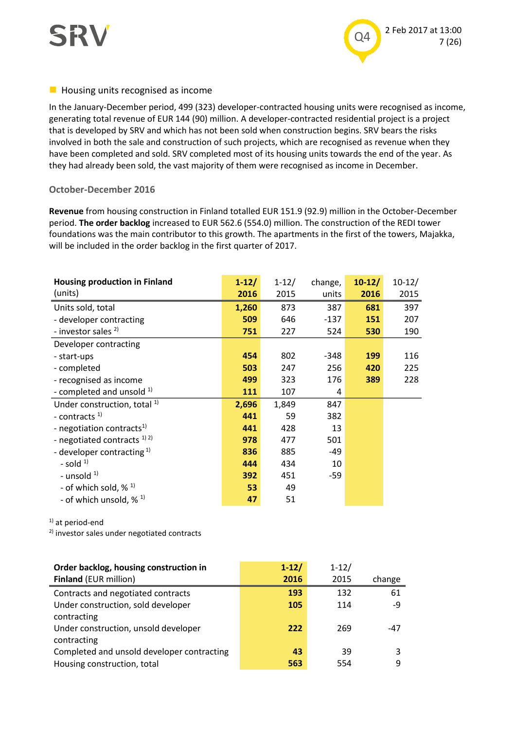## Housing units recognised as income

In the January-December period, 499 (323) developer-contracted housing units were recognised as income, generating total revenue of EUR 144 (90) million. A developer-contracted residential project is a project that is developed by SRV and which has not been sold when construction begins. SRV bears the risks involved in both the sale and construction of such projects, which are recognised as revenue when they have been completed and sold. SRV completed most of its housing units towards the end of the year. As they had already been sold, the vast majority of them were recognised as income in December.

### October-December 2016

**Revenue** from housing construction in Finland totalled EUR 151.9 (92.9) million in the October-December period. **The order backlog** increased to EUR 562.6 (554.0) million. The construction of the REDI tower foundations was the main contributor to this growth. The apartments in the first of the towers, Majakka, will be included in the order backlog in the first quarter of 2017.

| **Housing production in Finland** (units) | **1-12/ 2016** | 1-12/ 2015 | change, units | **10-12/ 2016** | 10-12/ 2015 |
|---|---|---|---|---|---|
| Units sold, total | **1,260** | 873 | 387 | **681** | 397 |
| - developer contracting | **509** | 646 | -137 | **151** | 207 |
| - investor sales [2] | **751** | 227 | 524 | **530** | 190 |
| Developer contracting | | | | | |
| - start-ups | **454** | 802 | -348 | **199** | 116 |
| - completed | **503** | 247 | 256 | **420** | 225 |
| - recognised as income | **499** | 323 | 176 | **389** | 228 |
| - completed and unsold [1] | **111** | 107 | 4 | | |
| Under construction, total [1] | **2,696** | 1,849 | 847 | | |
| - contracts [1] | **441** | 59 | 382 | | |
| - negotiation contracts[1] | **441** | 428 | 13 | | |
| - negotiated contracts [1) 2)] | **978** | 477 | 501 | | |
| - developer contracting [1] | **836** | 885 | -49 | | |
| - sold [1] | **444** | 434 | 10 | | |
| - unsold [1] | **392** | 451 | -59 | | |
| - of which sold, % [1] | **53** | 49 | | | |
| - of which unsold, % [1] | **47** | 51 | | | |

[1] at period-end
[2] investor sales under negotiated contracts

| **Order backlog, housing construction in Finland** (EUR million) | **1-12/ 2016** | 1-12/ 2015 | change |
|---|---|---|---|
| Contracts and negotiated contracts | **193** | 132 | 61 |
| Under construction, sold developer contracting | **105** | 114 | -9 |
| Under construction, unsold developer contracting | **222** | 269 | -47 |
| Completed and unsold developer contracting | **43** | 39 | 3 |
| Housing construction, total | **563** | 554 | 9 |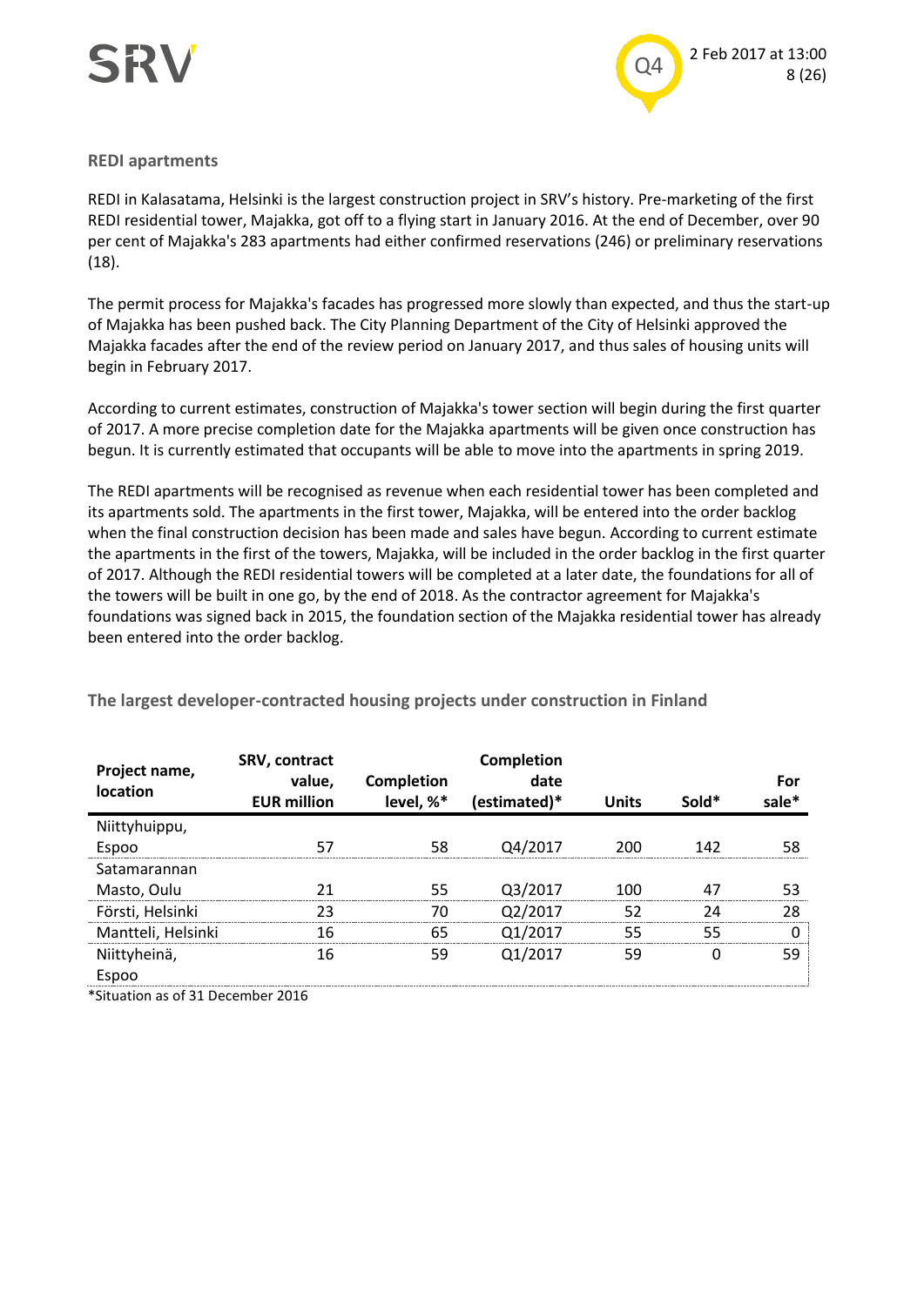### REDI apartments

REDI in Kalasatama, Helsinki is the largest construction project in SRV's history. Pre-marketing of the first REDI residential tower, Majakka, got off to a flying start in January 2016. At the end of December, over 90 per cent of Majakka's 283 apartments had either confirmed reservations (246) or preliminary reservations (18).

The permit process for Majakka's facades has progressed more slowly than expected, and thus the start-up of Majakka has been pushed back. The City Planning Department of the City of Helsinki approved the Majakka facades after the end of the review period on January 2017, and thus sales of housing units will begin in February 2017.

According to current estimates, construction of Majakka's tower section will begin during the first quarter of 2017. A more precise completion date for the Majakka apartments will be given once construction has begun. It is currently estimated that occupants will be able to move into the apartments in spring 2019.

The REDI apartments will be recognised as revenue when each residential tower has been completed and its apartments sold. The apartments in the first tower, Majakka, will be entered into the order backlog when the final construction decision has been made and sales have begun. According to current estimate the apartments in the first of the towers, Majakka, will be included in the order backlog in the first quarter of 2017. Although the REDI residential towers will be completed at a later date, the foundations for all of the towers will be built in one go, by the end of 2018. As the contractor agreement for Majakka's foundations was signed back in 2015, the foundation section of the Majakka residential tower has already been entered into the order backlog.

### The largest developer-contracted housing projects under construction in Finland

| Project name, location | SRV, contract value, EUR million | Completion level, %* | Completion date (estimated)* | Units | Sold* | For sale* |
|---|---|---|---|---|---|---|
| Niittyhuippu, Espoo | 57 | 58 | Q4/2017 | 200 | 142 | 58 |
| Satamarannan Masto, Oulu | 21 | 55 | Q3/2017 | 100 | 47 | 53 |
| Första, Helsinki | 23 | 70 | Q2/2017 | 52 | 24 | 28 |
| Mantteli, Helsinki | 16 | 65 | Q1/2017 | 55 | 55 | 0 |
| Niittyheinä, Espoo | 16 | 59 | Q1/2017 | 59 | 0 | 59 |

*Situation as of 31 December 2016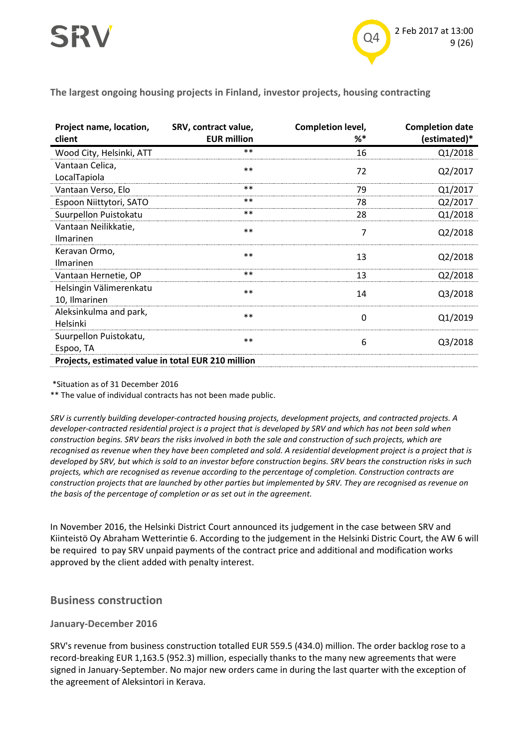### The largest ongoing housing projects in Finland, investor projects, housing contracting

| Project name, location, client | SRV, contract value, EUR million | Completion level, %* | Completion date (estimated)* |
|---|---|---|---|
| Wood City, Helsinki, ATT | ** | 16 | Q1/2018 |
| Vantaan Celica, LocalTapiola | ** | 72 | Q2/2017 |
| Vantaan Verso, Elo | ** | 79 | Q1/2017 |
| Espoon Niittytori, SATO | ** | 78 | Q2/2017 |
| Suurpellon Puistokatu | ** | 28 | Q1/2018 |
| Vantaan Neilikkatie, Ilmarinen | ** | 7 | Q2/2018 |
| Keravan Ormo, Ilmarinen | ** | 13 | Q2/2018 |
| Vantaan Hernetie, OP | ** | 13 | Q2/2018 |
| Helsingin Välimerenkatu 10, Ilmarinen | ** | 14 | Q3/2018 |
| Aleksinkulma and park, Helsinki | ** | 0 | Q1/2019 |
| Suurpellon Puistokatu, Espoo, TA | ** | 6 | Q3/2018 |
| **Projects, estimated value in total EUR 210 million** | | | |

*Situation as of 31 December 2016

** The value of individual contracts has not been made public.

*SRV is currently building developer-contracted housing projects, development projects, and contracted projects. A developer-contracted residential project is a project that is developed by SRV and which has not been sold when construction begins. SRV bears the risks involved in both the sale and construction of such projects, which are recognised as revenue when they have been completed and sold. A residential development project is a project that is developed by SRV, but which is sold to an investor before construction begins. SRV bears the construction risks in such projects, which are recognised as revenue according to the percentage of completion. Construction contracts are construction projects that are launched by other parties but implemented by SRV. They are recognised as revenue on the basis of the percentage of completion or as set out in the agreement.*

In November 2016, the Helsinki District Court announced its judgement in the case between SRV and Kiinteistö Oy Abraham Wetterintie 6. According to the judgement in the Helsinki Distric Court, the AW 6 will be required to pay SRV unpaid payments of the contract price and additional and modification works approved by the client added with penalty interest.

## Business construction

### January-December 2016

SRV's revenue from business construction totalled EUR 559.5 (434.0) million. The order backlog rose to a record-breaking EUR 1,163.5 (952.3) million, especially thanks to the many new agreements that were signed in January-September. No major new orders came in during the last quarter with the exception of the agreement of Aleksintori in Kerava.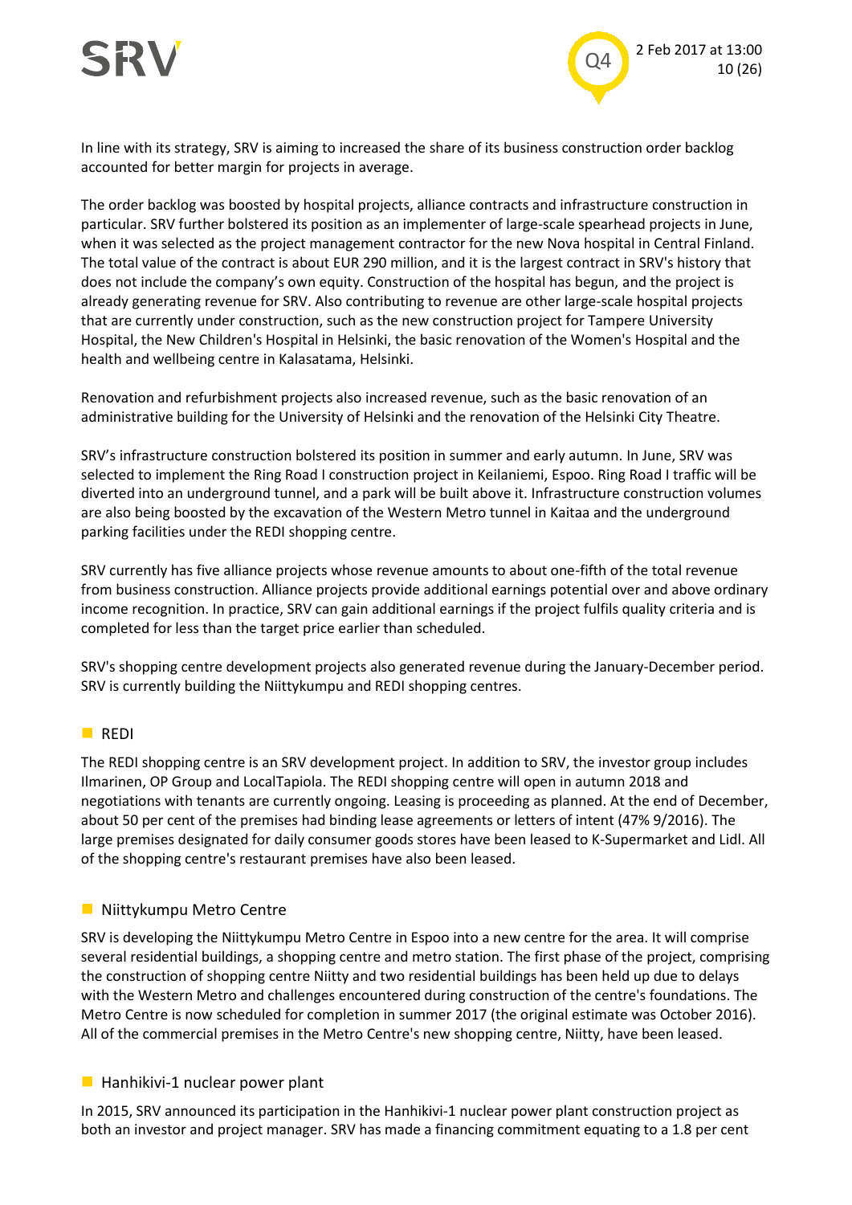In line with its strategy, SRV is aiming to increased the share of its business construction order backlog accounted for better margin for projects in average.

The order backlog was boosted by hospital projects, alliance contracts and infrastructure construction in particular. SRV further bolstered its position as an implementer of large-scale spearhead projects in June, when it was selected as the project management contractor for the new Nova hospital in Central Finland. The total value of the contract is about EUR 290 million, and it is the largest contract in SRV's history that does not include the company's own equity. Construction of the hospital has begun, and the project is already generating revenue for SRV. Also contributing to revenue are other large-scale hospital projects that are currently under construction, such as the new construction project for Tampere University Hospital, the New Children's Hospital in Helsinki, the basic renovation of the Women's Hospital and the health and wellbeing centre in Kalasatama, Helsinki.

Renovation and refurbishment projects also increased revenue, such as the basic renovation of an administrative building for the University of Helsinki and the renovation of the Helsinki City Theatre.

SRV's infrastructure construction bolstered its position in summer and early autumn. In June, SRV was selected to implement the Ring Road I construction project in Keilaniemi, Espoo. Ring Road I traffic will be diverted into an underground tunnel, and a park will be built above it. Infrastructure construction volumes are also being boosted by the excavation of the Western Metro tunnel in Kaitaa and the underground parking facilities under the REDI shopping centre.

SRV currently has five alliance projects whose revenue amounts to about one-fifth of the total revenue from business construction. Alliance projects provide additional earnings potential over and above ordinary income recognition. In practice, SRV can gain additional earnings if the project fulfils quality criteria and is completed for less than the target price earlier than scheduled.

SRV's shopping centre development projects also generated revenue during the January-December period. SRV is currently building the Niittykumpu and REDI shopping centres.

## REDI

The REDI shopping centre is an SRV development project. In addition to SRV, the investor group includes Ilmarinen, OP Group and LocalTapiola. The REDI shopping centre will open in autumn 2018 and negotiations with tenants are currently ongoing. Leasing is proceeding as planned. At the end of December, about 50 per cent of the premises had binding lease agreements or letters of intent (47% 9/2016). The large premises designated for daily consumer goods stores have been leased to K-Supermarket and Lidl. All of the shopping centre's restaurant premises have also been leased.

## Niittykumpu Metro Centre

SRV is developing the Niittykumpu Metro Centre in Espoo into a new centre for the area. It will comprise several residential buildings, a shopping centre and metro station. The first phase of the project, comprising the construction of shopping centre Niitty and two residential buildings has been held up due to delays with the Western Metro and challenges encountered during construction of the centre's foundations. The Metro Centre is now scheduled for completion in summer 2017 (the original estimate was October 2016). All of the commercial premises in the Metro Centre's new shopping centre, Niitty, have been leased.

## Hanhikivi-1 nuclear power plant

In 2015, SRV announced its participation in the Hanhikivi-1 nuclear power plant construction project as both an investor and project manager. SRV has made a financing commitment equating to a 1.8 per cent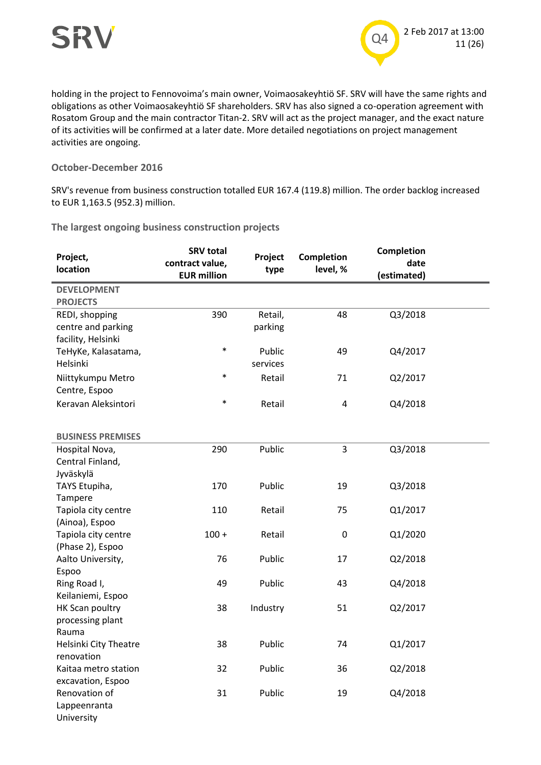holding in the project to Fennovoima's main owner, Voimaosakeyhtiö SF. SRV will have the same rights and obligations as other Voimaosakeyhtiö SF shareholders. SRV has also signed a co-operation agreement with Rosatom Group and the main contractor Titan-2. SRV will act as the project manager, and the exact nature of its activities will be confirmed at a later date. More detailed negotiations on project management activities are ongoing.

### October-December 2016

SRV's revenue from business construction totalled EUR 167.4 (119.8) million. The order backlog increased to EUR 1,163.5 (952.3) million.

### The largest ongoing business construction projects

| Project, location | SRV total contract value, EUR million | Project type | Completion level, % | Completion date (estimated) |
|---|---|---|---|---|
| **DEVELOPMENT PROJECTS** | | | | |
| REDI, shopping centre and parking facility, Helsinki | 390 | Retail, parking | 48 | Q3/2018 |
| TeHyKe, Kalasatama, Helsinki | * | Public services | 49 | Q4/2017 |
| Niittykumpu Metro Centre, Espoo | * | Retail | 71 | Q2/2017 |
| Keravan Aleksintori | * | Retail | 4 | Q4/2018 |
| **BUSINESS PREMISES** | | | | |
| Hospital Nova, Central Finland, Jyväskylä | 290 | Public | 3 | Q3/2018 |
| TAYS Etupiha, Tampere | 170 | Public | 19 | Q3/2018 |
| Tapiola city centre (Ainoa), Espoo | 110 | Retail | 75 | Q1/2017 |
| Tapiola city centre (Phase 2), Espoo | 100 + | Retail | 0 | Q1/2020 |
| Aalto University, Espoo | 76 | Public | 17 | Q2/2018 |
| Ring Road I, Keilaniemi, Espoo | 49 | Public | 43 | Q4/2018 |
| HK Scan poultry processing plant Rauma | 38 | Industry | 51 | Q2/2017 |
| Helsinki City Theatre renovation | 38 | Public | 74 | Q1/2017 |
| Kaitaa metro station excavation, Espoo | 32 | Public | 36 | Q2/2018 |
| Renovation of Lappeenranta University | 31 | Public | 19 | Q4/2018 |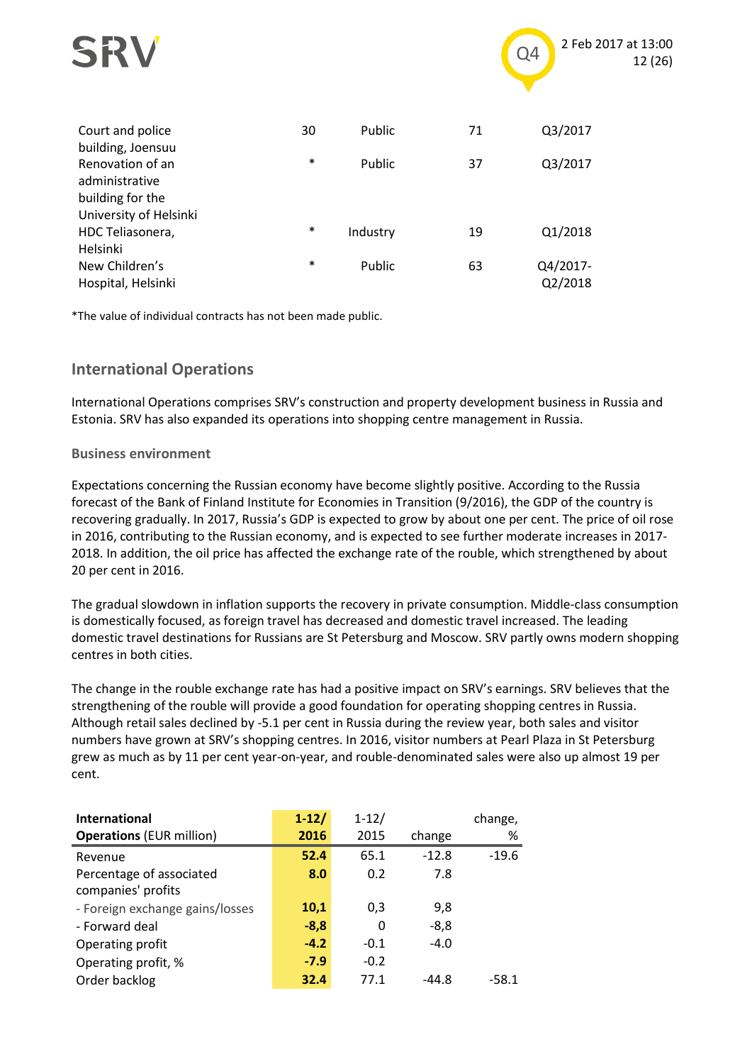| Court and police building, Joensuu | 30 | Public | 71 | Q3/2017 |
|---|---|---|---|---|
| Renovation of an administrative building for the University of Helsinki | * | Public | 37 | Q3/2017 |
| HDC Teliasonera, Helsinki | * | Industry | 19 | Q1/2018 |
| New Children's Hospital, Helsinki | * | Public | 63 | Q4/2017-Q2/2018 |

*The value of individual contracts has not been made public.

## International Operations

International Operations comprises SRV's construction and property development business in Russia and Estonia. SRV has also expanded its operations into shopping centre management in Russia.

### Business environment

Expectations concerning the Russian economy have become slightly positive. According to the Russia forecast of the Bank of Finland Institute for Economies in Transition (9/2016), the GDP of the country is recovering gradually. In 2017, Russia's GDP is expected to grow by about one per cent. The price of oil rose in 2016, contributing to the Russian economy, and is expected to see further moderate increases in 2017-2018. In addition, the oil price has affected the exchange rate of the rouble, which strengthened by about 20 per cent in 2016.

The gradual slowdown in inflation supports the recovery in private consumption. Middle-class consumption is domestically focused, as foreign travel has decreased and domestic travel increased. The leading domestic travel destinations for Russians are St Petersburg and Moscow. SRV partly owns modern shopping centres in both cities.

The change in the rouble exchange rate has had a positive impact on SRV's earnings. SRV believes that the strengthening of the rouble will provide a good foundation for operating shopping centres in Russia. Although retail sales declined by -5.1 per cent in Russia during the review year, both sales and visitor numbers have grown at SRV's shopping centres. In 2016, visitor numbers at Pearl Plaza in St Petersburg grew as much as by 11 per cent year-on-year, and rouble-denominated sales were also up almost 19 per cent.

| **International Operations** (EUR million) | **1-12/ 2016** | 1-12/ 2015 | change | change, % |
|---|---|---|---|---|
| Revenue | **52.4** | 65.1 | -12.8 | -19.6 |
| Percentage of associated companies' profits | **8.0** | 0.2 | 7.8 | |
| - Foreign exchange gains/losses | **10,1** | 0,3 | 9,8 | |
| - Forward deal | **-8,8** | 0 | -8,8 | |
| Operating profit | **-4.2** | -0.1 | -4.0 | |
| Operating profit, % | **-7.9** | -0.2 | | |
| Order backlog | **32.4** | 77.1 | -44.8 | -58.1 |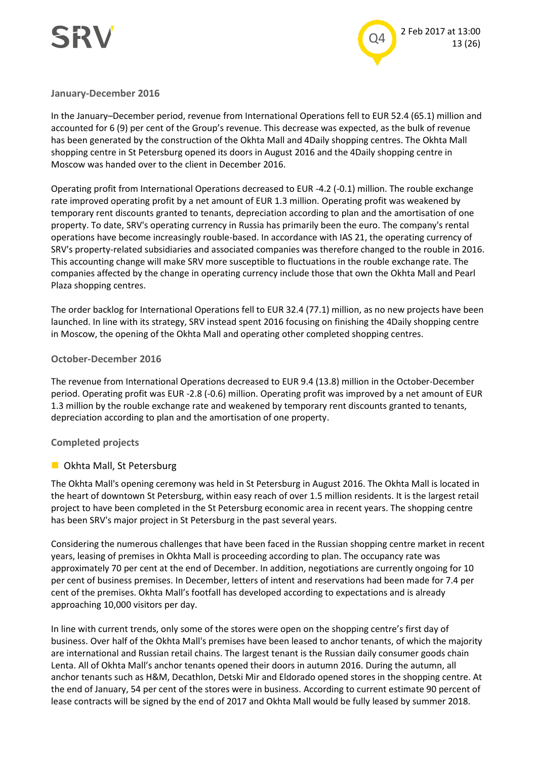### January-December 2016

In the January–December period, revenue from International Operations fell to EUR 52.4 (65.1) million and accounted for 6 (9) per cent of the Group's revenue. This decrease was expected, as the bulk of revenue has been generated by the construction of the Okhta Mall and 4Daily shopping centres. The Okhta Mall shopping centre in St Petersburg opened its doors in August 2016 and the 4Daily shopping centre in Moscow was handed over to the client in December 2016.

Operating profit from International Operations decreased to EUR -4.2 (-0.1) million. The rouble exchange rate improved operating profit by a net amount of EUR 1.3 million. Operating profit was weakened by temporary rent discounts granted to tenants, depreciation according to plan and the amortisation of one property. To date, SRV's operating currency in Russia has primarily been the euro. The company's rental operations have become increasingly rouble-based. In accordance with IAS 21, the operating currency of SRV's property-related subsidiaries and associated companies was therefore changed to the rouble in 2016. This accounting change will make SRV more susceptible to fluctuations in the rouble exchange rate. The companies affected by the change in operating currency include those that own the Okhta Mall and Pearl Plaza shopping centres.

The order backlog for International Operations fell to EUR 32.4 (77.1) million, as no new projects have been launched. In line with its strategy, SRV instead spent 2016 focusing on finishing the 4Daily shopping centre in Moscow, the opening of the Okhta Mall and operating other completed shopping centres.

### October-December 2016

The revenue from International Operations decreased to EUR 9.4 (13.8) million in the October-December period. Operating profit was EUR -2.8 (-0.6) million. Operating profit was improved by a net amount of EUR 1.3 million by the rouble exchange rate and weakened by temporary rent discounts granted to tenants, depreciation according to plan and the amortisation of one property.

### Completed projects

#### Okhta Mall, St Petersburg

The Okhta Mall's opening ceremony was held in St Petersburg in August 2016. The Okhta Mall is located in the heart of downtown St Petersburg, within easy reach of over 1.5 million residents. It is the largest retail project to have been completed in the St Petersburg economic area in recent years. The shopping centre has been SRV's major project in St Petersburg in the past several years.

Considering the numerous challenges that have been faced in the Russian shopping centre market in recent years, leasing of premises in Okhta Mall is proceeding according to plan. The occupancy rate was approximately 70 per cent at the end of December. In addition, negotiations are currently ongoing for 10 per cent of business premises. In December, letters of intent and reservations had been made for 7.4 per cent of the premises. Okhta Mall's footfall has developed according to expectations and is already approaching 10,000 visitors per day.

In line with current trends, only some of the stores were open on the shopping centre's first day of business. Over half of the Okhta Mall's premises have been leased to anchor tenants, of which the majority are international and Russian retail chains. The largest tenant is the Russian daily consumer goods chain Lenta. All of Okhta Mall's anchor tenants opened their doors in autumn 2016. During the autumn, all anchor tenants such as H&M, Decathlon, Detski Mir and Eldorado opened stores in the shopping centre. At the end of January, 54 per cent of the stores were in business. According to current estimate 90 percent of lease contracts will be signed by the end of 2017 and Okhta Mall would be fully leased by summer 2018.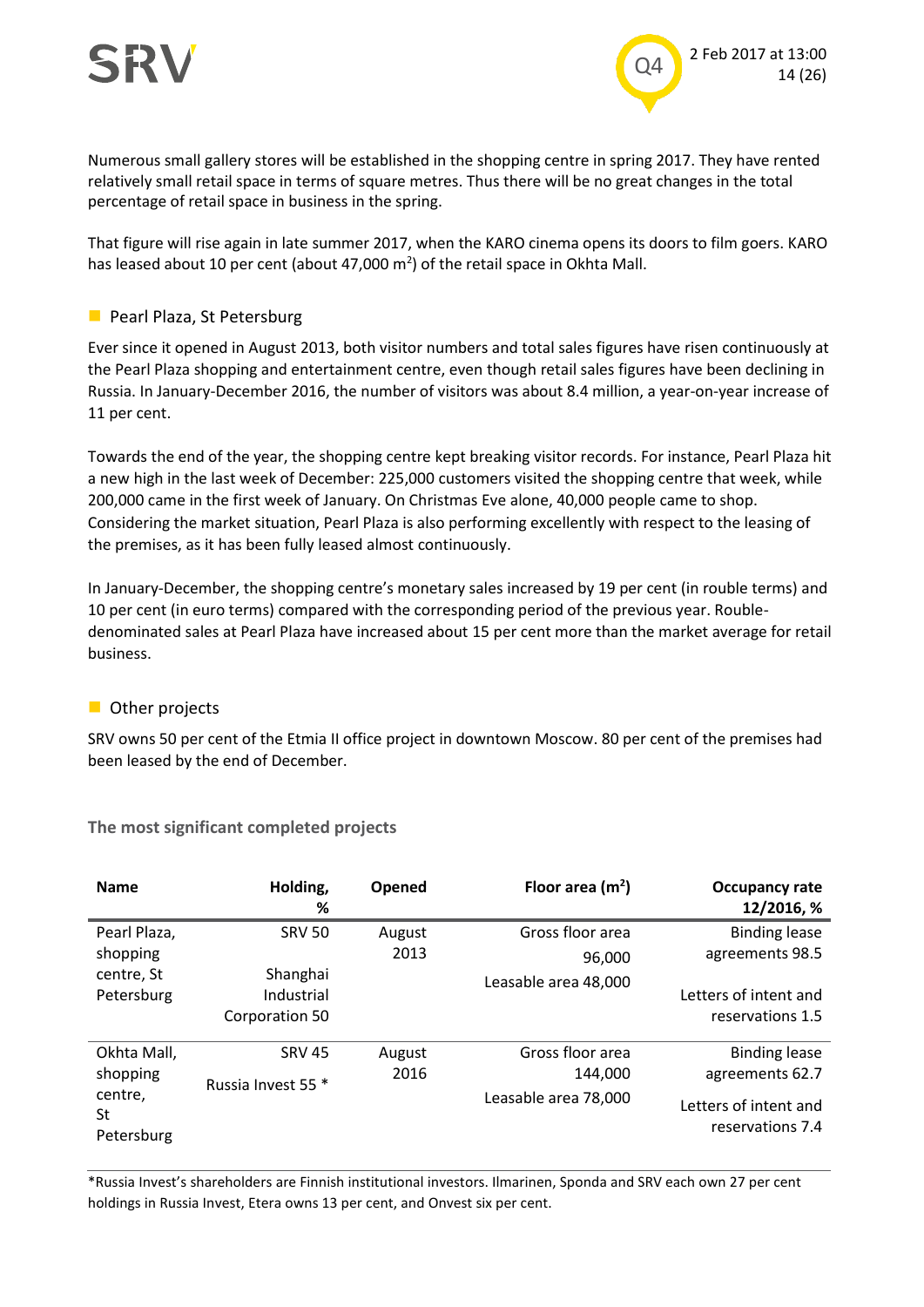Numerous small gallery stores will be established in the shopping centre in spring 2017. They have rented relatively small retail space in terms of square metres. Thus there will be no great changes in the total percentage of retail space in business in the spring.

That figure will rise again in late summer 2017, when the KARO cinema opens its doors to film goers. KARO has leased about 10 per cent (about 47,000 m$^2$) of the retail space in Okhta Mall.

## Pearl Plaza, St Petersburg

Ever since it opened in August 2013, both visitor numbers and total sales figures have risen continuously at the Pearl Plaza shopping and entertainment centre, even though retail sales figures have been declining in Russia. In January-December 2016, the number of visitors was about 8.4 million, a year-on-year increase of 11 per cent.

Towards the end of the year, the shopping centre kept breaking visitor records. For instance, Pearl Plaza hit a new high in the last week of December: 225,000 customers visited the shopping centre that week, while 200,000 came in the first week of January. On Christmas Eve alone, 40,000 people came to shop. Considering the market situation, Pearl Plaza is also performing excellently with respect to the leasing of the premises, as it has been fully leased almost continuously.

In January-December, the shopping centre's monetary sales increased by 19 per cent (in rouble terms) and 10 per cent (in euro terms) compared with the corresponding period of the previous year. Rouble-denominated sales at Pearl Plaza have increased about 15 per cent more than the market average for retail business.

## Other projects

SRV owns 50 per cent of the Etmia II office project in downtown Moscow. 80 per cent of the premises had been leased by the end of December.

### The most significant completed projects

| Name | Holding, % | Opened | Floor area (m$^2$) | Occupancy rate 12/2016, % |
|---|---|---|---|---|
| Pearl Plaza, shopping centre, St Petersburg | SRV 50<br>Shanghai Industrial Corporation 50 | August 2013 | Gross floor area 96,000<br>Leasable area 48,000 | Binding lease agreements 98.5<br>Letters of intent and reservations 1.5 |
| Okhta Mall, shopping centre, St Petersburg | SRV 45<br>Russia Invest 55 * | August 2016 | Gross floor area 144,000<br>Leasable area 78,000 | Binding lease agreements 62.7<br>Letters of intent and reservations 7.4 |

*Russia Invest's shareholders are Finnish institutional investors. Ilmarinen, Sponda and SRV each own 27 per cent holdings in Russia Invest, Etera owns 13 per cent, and Onvest six per cent.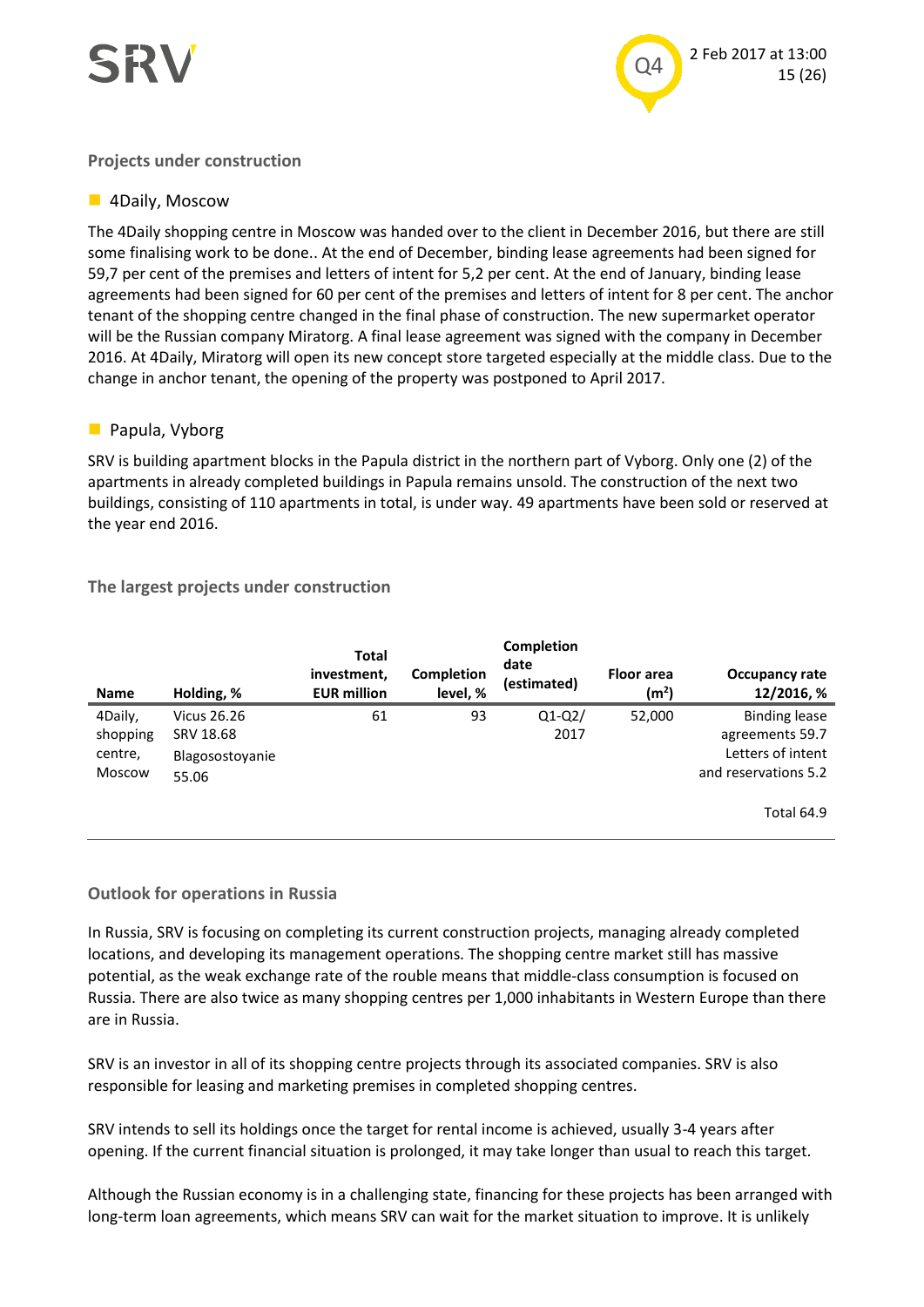## Projects under construction

### 4Daily, Moscow

The 4Daily shopping centre in Moscow was handed over to the client in December 2016, but there are still some finalising work to be done.. At the end of December, binding lease agreements had been signed for 59,7 per cent of the premises and letters of intent for 5,2 per cent. At the end of January, binding lease agreements had been signed for 60 per cent of the premises and letters of intent for 8 per cent. The anchor tenant of the shopping centre changed in the final phase of construction. The new supermarket operator will be the Russian company Miratorg. A final lease agreement was signed with the company in December 2016. At 4Daily, Miratorg will open its new concept store targeted especially at the middle class. Due to the change in anchor tenant, the opening of the property was postponed to April 2017.

### Papula, Vyborg

SRV is building apartment blocks in the Papula district in the northern part of Vyborg. Only one (2) of the apartments in already completed buildings in Papula remains unsold. The construction of the next two buildings, consisting of 110 apartments in total, is under way. 49 apartments have been sold or reserved at the year end 2016.

## The largest projects under construction

| Name | Holding, % | Total investment, EUR million | Completion level, % | Completion date (estimated) | Floor area (m²) | Occupancy rate 12/2016, % |
|---|---|---|---|---|---|---|
| 4Daily, shopping centre, Moscow | Vicus 26.26<br>SRV 18.68<br>Blagosostoyanie 55.06 | 61 | 93 | Q1-Q2/ 2017 | 52,000 | Binding lease agreements 59.7<br>Letters of intent and reservations 5.2<br><br>Total 64.9 |

## Outlook for operations in Russia

In Russia, SRV is focusing on completing its current construction projects, managing already completed locations, and developing its management operations. The shopping centre market still has massive potential, as the weak exchange rate of the rouble means that middle-class consumption is focused on Russia. There are also twice as many shopping centres per 1,000 inhabitants in Western Europe than there are in Russia.

SRV is an investor in all of its shopping centre projects through its associated companies. SRV is also responsible for leasing and marketing premises in completed shopping centres.

SRV intends to sell its holdings once the target for rental income is achieved, usually 3-4 years after opening. If the current financial situation is prolonged, it may take longer than usual to reach this target.

Although the Russian economy is in a challenging state, financing for these projects has been arranged with long-term loan agreements, which means SRV can wait for the market situation to improve. It is unlikely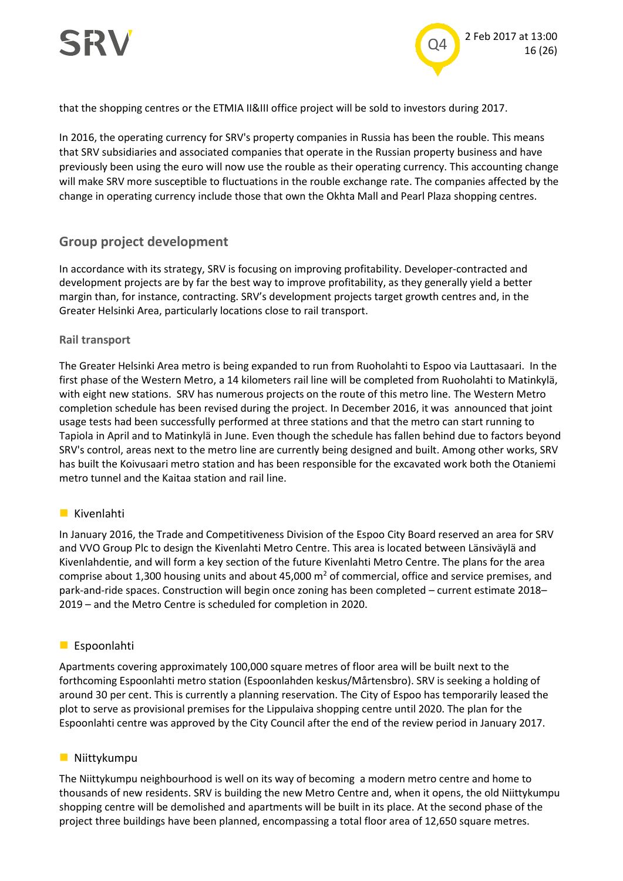that the shopping centres or the ETMIA II&III office project will be sold to investors during 2017.

In 2016, the operating currency for SRV's property companies in Russia has been the rouble. This means that SRV subsidiaries and associated companies that operate in the Russian property business and have previously been using the euro will now use the rouble as their operating currency. This accounting change will make SRV more susceptible to fluctuations in the rouble exchange rate. The companies affected by the change in operating currency include those that own the Okhta Mall and Pearl Plaza shopping centres.

## Group project development

In accordance with its strategy, SRV is focusing on improving profitability. Developer-contracted and development projects are by far the best way to improve profitability, as they generally yield a better margin than, for instance, contracting. SRV's development projects target growth centres and, in the Greater Helsinki Area, particularly locations close to rail transport.

### Rail transport

The Greater Helsinki Area metro is being expanded to run from Ruoholahti to Espoo via Lauttasaari. In the first phase of the Western Metro, a 14 kilometers rail line will be completed from Ruoholahti to Matinkylä, with eight new stations. SRV has numerous projects on the route of this metro line. The Western Metro completion schedule has been revised during the project. In December 2016, it was announced that joint usage tests had been successfully performed at three stations and that the metro can start running to Tapiola in April and to Matinkylä in June. Even though the schedule has fallen behind due to factors beyond SRV's control, areas next to the metro line are currently being designed and built. Among other works, SRV has built the Koivusaari metro station and has been responsible for the excavated work both the Otaniemi metro tunnel and the Kaitaa station and rail line.

#### Kivenlahti

In January 2016, the Trade and Competitiveness Division of the Espoo City Board reserved an area for SRV and VVO Group Plc to design the Kivenlahti Metro Centre. This area is located between Länsiväylä and Kivenlahdentie, and will form a key section of the future Kivenlahti Metro Centre. The plans for the area comprise about 1,300 housing units and about 45,000 m$^2$ of commercial, office and service premises, and park-and-ride spaces. Construction will begin once zoning has been completed – current estimate 2018–2019 – and the Metro Centre is scheduled for completion in 2020.

#### Espoonlahti

Apartments covering approximately 100,000 square metres of floor area will be built next to the forthcoming Espoonlahti metro station (Espoonlahden keskus/Mårtensbro). SRV is seeking a holding of around 30 per cent. This is currently a planning reservation. The City of Espoo has temporarily leased the plot to serve as provisional premises for the Lippulaiva shopping centre until 2020. The plan for the Espoonlahti centre was approved by the City Council after the end of the review period in January 2017.

#### Niittykumpu

The Niittykumpu neighbourhood is well on its way of becoming a modern metro centre and home to thousands of new residents. SRV is building the new Metro Centre and, when it opens, the old Niittykumpu shopping centre will be demolished and apartments will be built in its place. At the second phase of the project three buildings have been planned, encompassing a total floor area of 12,650 square metres.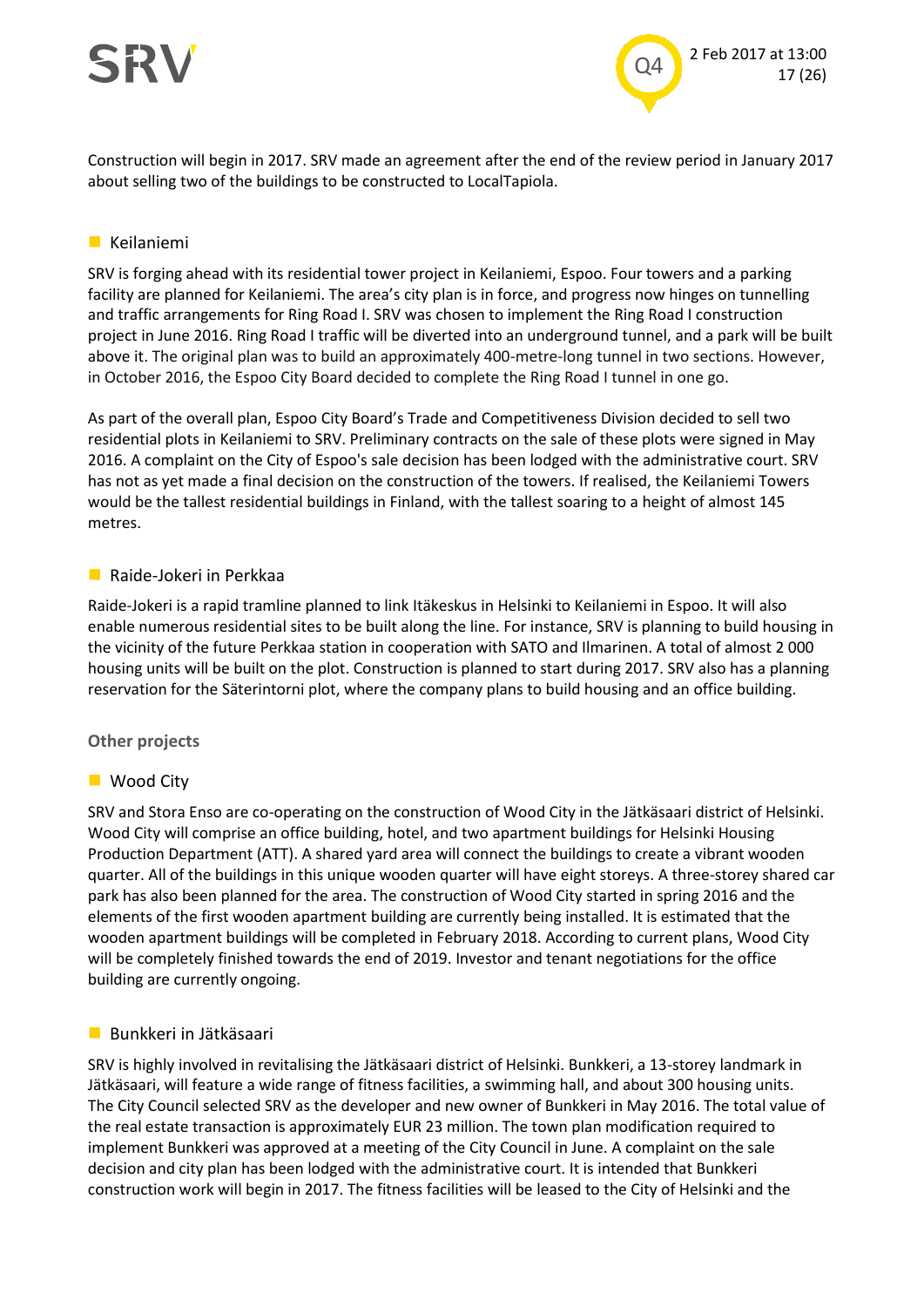Construction will begin in 2017. SRV made an agreement after the end of the review period in January 2017 about selling two of the buildings to be constructed to LocalTapiola.

### Keilaniemi

SRV is forging ahead with its residential tower project in Keilaniemi, Espoo. Four towers and a parking facility are planned for Keilaniemi. The area's city plan is in force, and progress now hinges on tunnelling and traffic arrangements for Ring Road I. SRV was chosen to implement the Ring Road I construction project in June 2016. Ring Road I traffic will be diverted into an underground tunnel, and a park will be built above it. The original plan was to build an approximately 400-metre-long tunnel in two sections. However, in October 2016, the Espoo City Board decided to complete the Ring Road I tunnel in one go.

As part of the overall plan, Espoo City Board's Trade and Competitiveness Division decided to sell two residential plots in Keilaniemi to SRV. Preliminary contracts on the sale of these plots were signed in May 2016. A complaint on the City of Espoo's sale decision has been lodged with the administrative court. SRV has not as yet made a final decision on the construction of the towers. If realised, the Keilaniemi Towers would be the tallest residential buildings in Finland, with the tallest soaring to a height of almost 145 metres.

### Raide-Jokeri in Perkkaa

Raide-Jokeri is a rapid tramline planned to link Itäkeskus in Helsinki to Keilaniemi in Espoo. It will also enable numerous residential sites to be built along the line. For instance, SRV is planning to build housing in the vicinity of the future Perkkaa station in cooperation with SATO and Ilmarinen. A total of almost 2 000 housing units will be built on the plot. Construction is planned to start during 2017. SRV also has a planning reservation for the Säterintorni plot, where the company plans to build housing and an office building.

## Other projects

### Wood City

SRV and Stora Enso are co-operating on the construction of Wood City in the Jätkäsaari district of Helsinki. Wood City will comprise an office building, hotel, and two apartment buildings for Helsinki Housing Production Department (ATT). A shared yard area will connect the buildings to create a vibrant wooden quarter. All of the buildings in this unique wooden quarter will have eight storeys. A three-storey shared car park has also been planned for the area. The construction of Wood City started in spring 2016 and the elements of the first wooden apartment building are currently being installed. It is estimated that the wooden apartment buildings will be completed in February 2018. According to current plans, Wood City will be completely finished towards the end of 2019. Investor and tenant negotiations for the office building are currently ongoing.

### Bunkkeri in Jätkäsaari

SRV is highly involved in revitalising the Jätkäsaari district of Helsinki. Bunkkeri, a 13-storey landmark in Jätkäsaari, will feature a wide range of fitness facilities, a swimming hall, and about 300 housing units. The City Council selected SRV as the developer and new owner of Bunkkeri in May 2016. The total value of the real estate transaction is approximately EUR 23 million. The town plan modification required to implement Bunkkeri was approved at a meeting of the City Council in June. A complaint on the sale decision and city plan has been lodged with the administrative court. It is intended that Bunkkeri construction work will begin in 2017. The fitness facilities will be leased to the City of Helsinki and the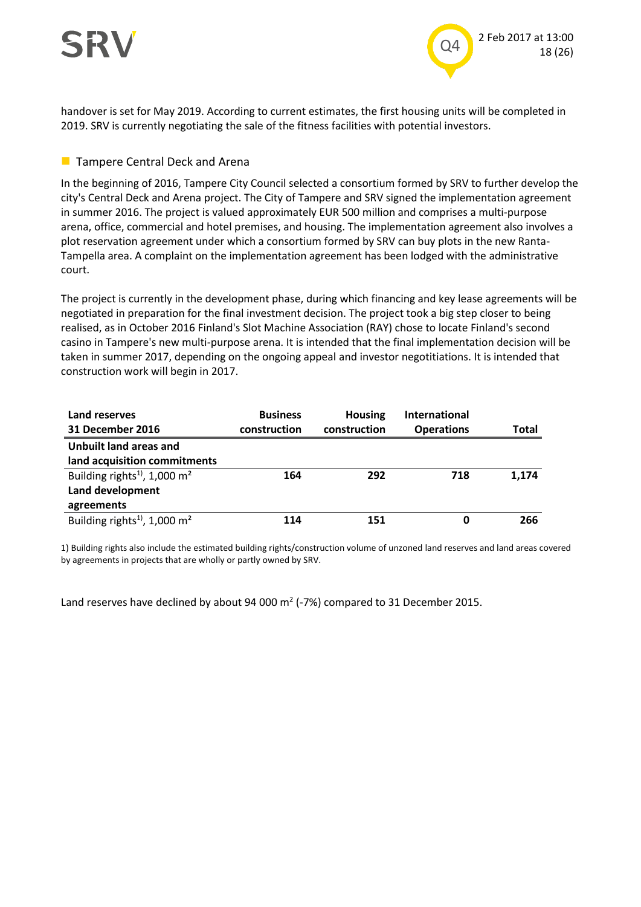handover is set for May 2019. According to current estimates, the first housing units will be completed in 2019. SRV is currently negotiating the sale of the fitness facilities with potential investors.

### Tampere Central Deck and Arena

In the beginning of 2016, Tampere City Council selected a consortium formed by SRV to further develop the city's Central Deck and Arena project. The City of Tampere and SRV signed the implementation agreement in summer 2016. The project is valued approximately EUR 500 million and comprises a multi-purpose arena, office, commercial and hotel premises, and housing. The implementation agreement also involves a plot reservation agreement under which a consortium formed by SRV can buy plots in the new Ranta-Tampella area. A complaint on the implementation agreement has been lodged with the administrative court.

The project is currently in the development phase, during which financing and key lease agreements will be negotiated in preparation for the final investment decision. The project took a big step closer to being realised, as in October 2016 Finland's Slot Machine Association (RAY) chose to locate Finland's second casino in Tampere's new multi-purpose arena. It is intended that the final implementation decision will be taken in summer 2017, depending on the ongoing appeal and investor negotitiations. It is intended that construction work will begin in 2017.

| Land reserves 31 December 2016 | Business construction | Housing construction | International Operations | Total |
|---|---|---|---|---|
| **Unbuilt land areas and land acquisition commitments** | | | | |
| Building rights[1], 1,000 $m^2$ | **164** | **292** | **718** | **1,174** |
| **Land development agreements** | | | | |
| Building rights[1], 1,000 $m^2$ | **114** | **151** | **0** | **266** |

1) Building rights also include the estimated building rights/construction volume of unzoned land reserves and land areas covered by agreements in projects that are wholly or partly owned by SRV.

Land reserves have declined by about 94 000 $m^2$ (-7%) compared to 31 December 2015.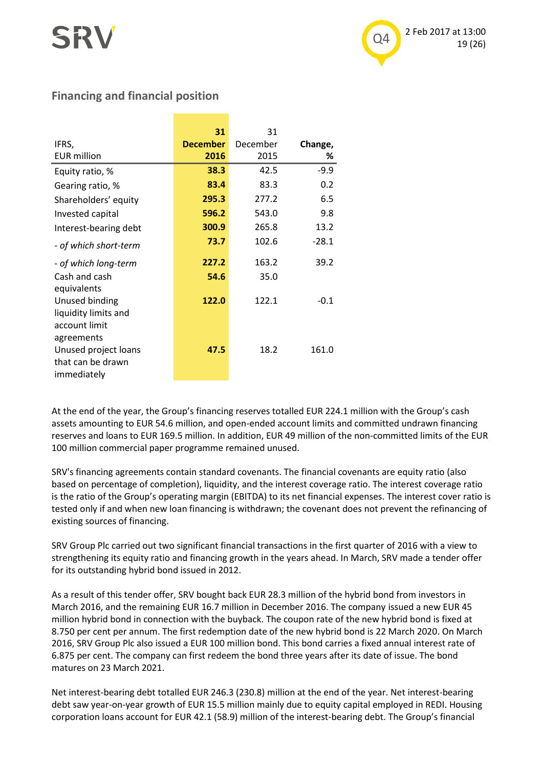## Financing and financial position

| IFRS, EUR million | **31 December 2016** | 31 December 2015 | **Change, %** |
|---|---|---|---|
| Equity ratio, % | **38.3** | 42.5 | -9.9 |
| Gearing ratio, % | **83.4** | 83.3 | 0.2 |
| Shareholders' equity | **295.3** | 277.2 | 6.5 |
| Invested capital | **596.2** | 543.0 | 9.8 |
| Interest-bearing debt | **300.9** | 265.8 | 13.2 |
| *- of which short-term* | **73.7** | 102.6 | -28.1 |
| *- of which long-term* | **227.2** | 163.2 | 39.2 |
| Cash and cash equivalents | **54.6** | 35.0 | |
| Unused binding liquidity limits and account limit agreements | **122.0** | 122.1 | -0.1 |
| Unused project loans that can be drawn immediately | **47.5** | 18.2 | 161.0 |

At the end of the year, the Group's financing reserves totalled EUR 224.1 million with the Group's cash assets amounting to EUR 54.6 million, and open-ended account limits and committed undrawn financing reserves and loans to EUR 169.5 million. In addition, EUR 49 million of the non-committed limits of the EUR 100 million commercial paper programme remained unused.

SRV's financing agreements contain standard covenants. The financial covenants are equity ratio (also based on percentage of completion), liquidity, and the interest coverage ratio. The interest coverage ratio is the ratio of the Group's operating margin (EBITDA) to its net financial expenses. The interest cover ratio is tested only if and when new loan financing is withdrawn; the covenant does not prevent the refinancing of existing sources of financing.

SRV Group Plc carried out two significant financial transactions in the first quarter of 2016 with a view to strengthening its equity ratio and financing growth in the years ahead. In March, SRV made a tender offer for its outstanding hybrid bond issued in 2012.

As a result of this tender offer, SRV bought back EUR 28.3 million of the hybrid bond from investors in March 2016, and the remaining EUR 16.7 million in December 2016. The company issued a new EUR 45 million hybrid bond in connection with the buyback. The coupon rate of the new hybrid bond is fixed at 8.750 per cent per annum. The first redemption date of the new hybrid bond is 22 March 2020. On March 2016, SRV Group Plc also issued a EUR 100 million bond. This bond carries a fixed annual interest rate of 6.875 per cent. The company can first redeem the bond three years after its date of issue. The bond matures on 23 March 2021.

Net interest-bearing debt totalled EUR 246.3 (230.8) million at the end of the year. Net interest-bearing debt saw year-on-year growth of EUR 15.5 million mainly due to equity capital employed in REDI. Housing corporation loans account for EUR 42.1 (58.9) million of the interest-bearing debt. The Group's financial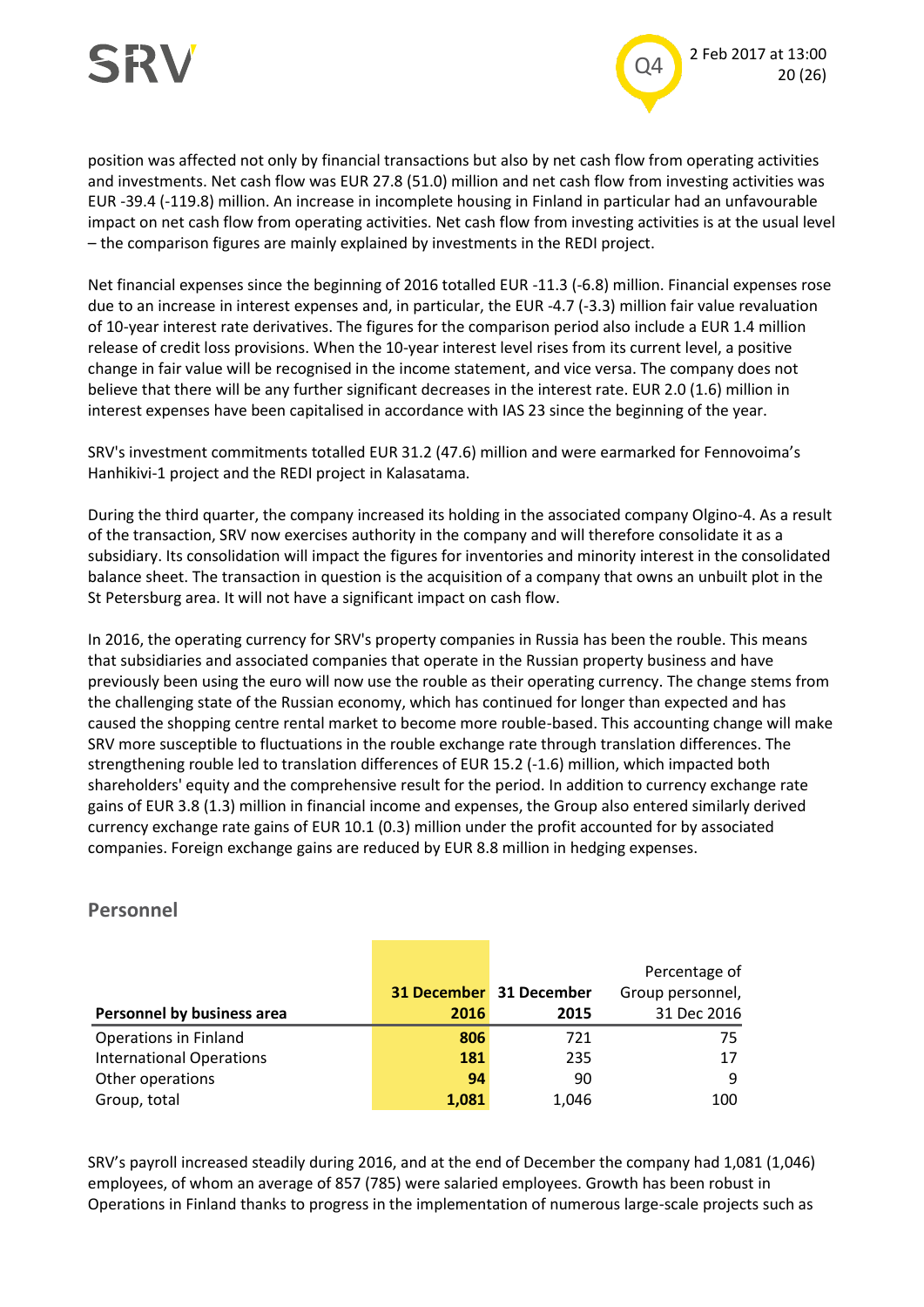position was affected not only by financial transactions but also by net cash flow from operating activities and investments. Net cash flow was EUR 27.8 (51.0) million and net cash flow from investing activities was EUR -39.4 (-119.8) million. An increase in incomplete housing in Finland in particular had an unfavourable impact on net cash flow from operating activities. Net cash flow from investing activities is at the usual level – the comparison figures are mainly explained by investments in the REDI project.

Net financial expenses since the beginning of 2016 totalled EUR -11.3 (-6.8) million. Financial expenses rose due to an increase in interest expenses and, in particular, the EUR -4.7 (-3.3) million fair value revaluation of 10-year interest rate derivatives. The figures for the comparison period also include a EUR 1.4 million release of credit loss provisions. When the 10-year interest level rises from its current level, a positive change in fair value will be recognised in the income statement, and vice versa. The company does not believe that there will be any further significant decreases in the interest rate. EUR 2.0 (1.6) million in interest expenses have been capitalised in accordance with IAS 23 since the beginning of the year.

SRV's investment commitments totalled EUR 31.2 (47.6) million and were earmarked for Fennovoima's Hanhikivi-1 project and the REDI project in Kalasatama.

During the third quarter, the company increased its holding in the associated company Olgino-4. As a result of the transaction, SRV now exercises authority in the company and will therefore consolidate it as a subsidiary. Its consolidation will impact the figures for inventories and minority interest in the consolidated balance sheet. The transaction in question is the acquisition of a company that owns an unbuilt plot in the St Petersburg area. It will not have a significant impact on cash flow.

In 2016, the operating currency for SRV's property companies in Russia has been the rouble. This means that subsidiaries and associated companies that operate in the Russian property business and have previously been using the euro will now use the rouble as their operating currency. The change stems from the challenging state of the Russian economy, which has continued for longer than expected and has caused the shopping centre rental market to become more rouble-based. This accounting change will make SRV more susceptible to fluctuations in the rouble exchange rate through translation differences. The strengthening rouble led to translation differences of EUR 15.2 (-1.6) million, which impacted both shareholders' equity and the comprehensive result for the period. In addition to currency exchange rate gains of EUR 3.8 (1.3) million in financial income and expenses, the Group also entered similarly derived currency exchange rate gains of EUR 10.1 (0.3) million under the profit accounted for by associated companies. Foreign exchange gains are reduced by EUR 8.8 million in hedging expenses.

## Personnel

| Personnel by business area | 31 December 2016 | 31 December 2015 | Percentage of Group personnel, 31 Dec 2016 |
|---|---|---|---|
| Operations in Finland | **806** | 721 | 75 |
| International Operations | **181** | 235 | 17 |
| Other operations | **94** | 90 | 9 |
| Group, total | **1,081** | 1,046 | 100 |

SRV's payroll increased steadily during 2016, and at the end of December the company had 1,081 (1,046) employees, of whom an average of 857 (785) were salaried employees. Growth has been robust in Operations in Finland thanks to progress in the implementation of numerous large-scale projects such as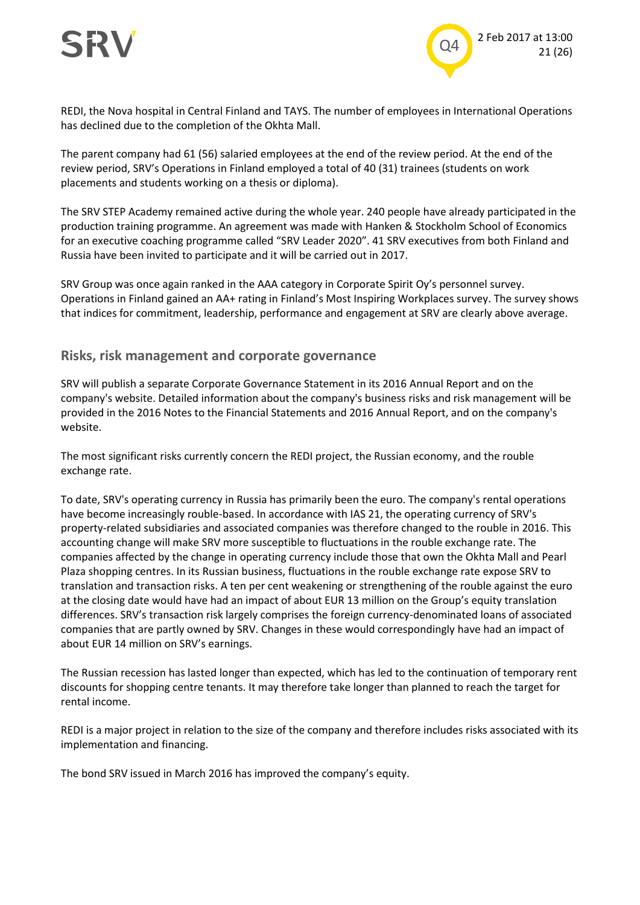REDI, the Nova hospital in Central Finland and TAYS. The number of employees in International Operations has declined due to the completion of the Okhta Mall.

The parent company had 61 (56) salaried employees at the end of the review period. At the end of the review period, SRV's Operations in Finland employed a total of 40 (31) trainees (students on work placements and students working on a thesis or diploma).

The SRV STEP Academy remained active during the whole year. 240 people have already participated in the production training programme. An agreement was made with Hanken & Stockholm School of Economics for an executive coaching programme called "SRV Leader 2020". 41 SRV executives from both Finland and Russia have been invited to participate and it will be carried out in 2017.

SRV Group was once again ranked in the AAA category in Corporate Spirit Oy's personnel survey. Operations in Finland gained an AA+ rating in Finland's Most Inspiring Workplaces survey. The survey shows that indices for commitment, leadership, performance and engagement at SRV are clearly above average.

## Risks, risk management and corporate governance

SRV will publish a separate Corporate Governance Statement in its 2016 Annual Report and on the company's website. Detailed information about the company's business risks and risk management will be provided in the 2016 Notes to the Financial Statements and 2016 Annual Report, and on the company's website.

The most significant risks currently concern the REDI project, the Russian economy, and the rouble exchange rate.

To date, SRV's operating currency in Russia has primarily been the euro. The company's rental operations have become increasingly rouble-based. In accordance with IAS 21, the operating currency of SRV's property-related subsidiaries and associated companies was therefore changed to the rouble in 2016. This accounting change will make SRV more susceptible to fluctuations in the rouble exchange rate. The companies affected by the change in operating currency include those that own the Okhta Mall and Pearl Plaza shopping centres. In its Russian business, fluctuations in the rouble exchange rate expose SRV to translation and transaction risks. A ten per cent weakening or strengthening of the rouble against the euro at the closing date would have had an impact of about EUR 13 million on the Group's equity translation differences. SRV's transaction risk largely comprises the foreign currency-denominated loans of associated companies that are partly owned by SRV. Changes in these would correspondingly have had an impact of about EUR 14 million on SRV's earnings.

The Russian recession has lasted longer than expected, which has led to the continuation of temporary rent discounts for shopping centre tenants. It may therefore take longer than planned to reach the target for rental income.

REDI is a major project in relation to the size of the company and therefore includes risks associated with its implementation and financing.

The bond SRV issued in March 2016 has improved the company's equity.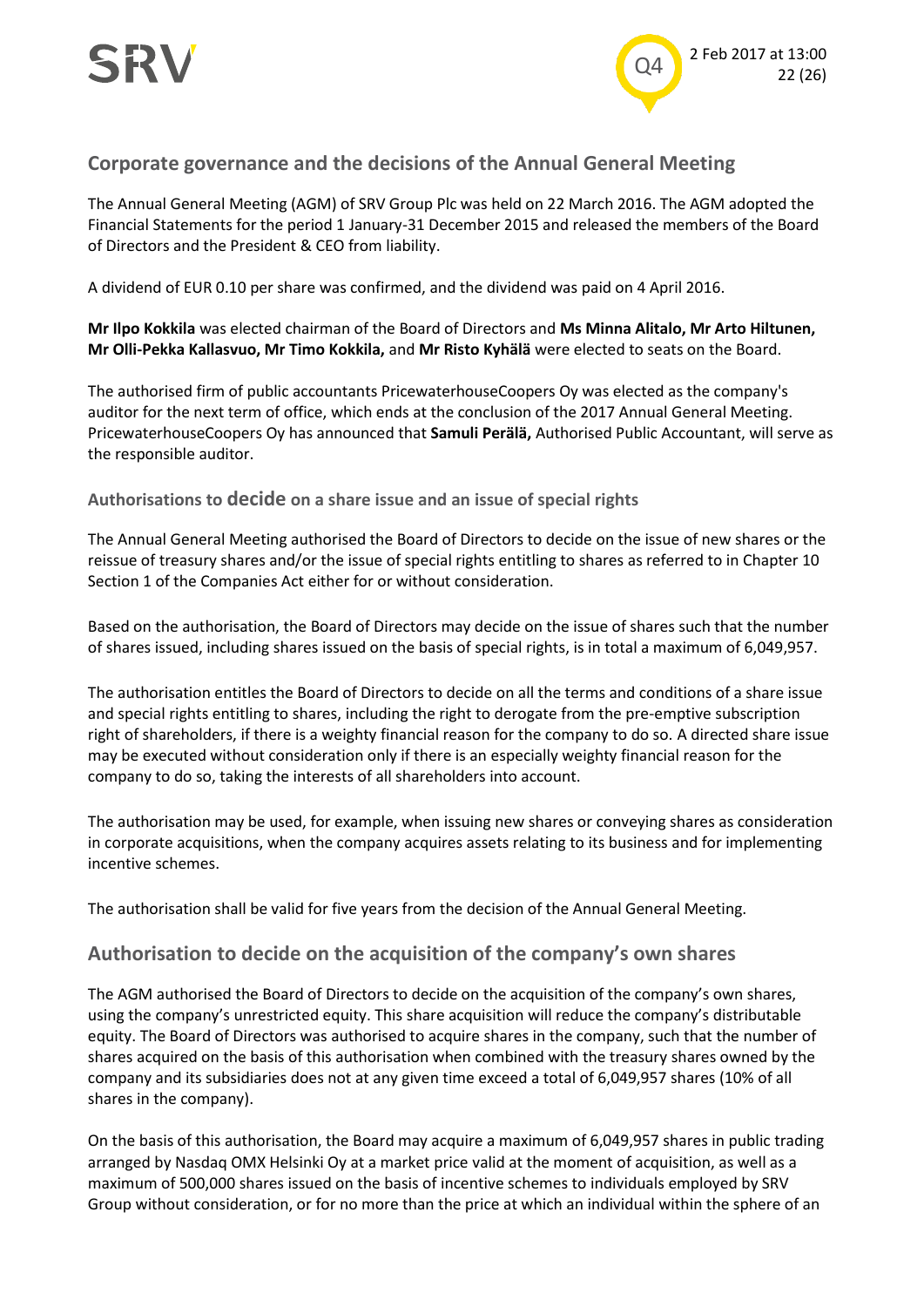## Corporate governance and the decisions of the Annual General Meeting

The Annual General Meeting (AGM) of SRV Group Plc was held on 22 March 2016. The AGM adopted the Financial Statements for the period 1 January-31 December 2015 and released the members of the Board of Directors and the President & CEO from liability.

A dividend of EUR 0.10 per share was confirmed, and the dividend was paid on 4 April 2016.

**Mr Ilpo Kokkila** was elected chairman of the Board of Directors and **Ms Minna Alitalo, Mr Arto Hiltunen, Mr Olli-Pekka Kallasvuo, Mr Timo Kokkila,** and **Mr Risto Kyhälä** were elected to seats on the Board.

The authorised firm of public accountants PricewaterhouseCoopers Oy was elected as the company's auditor for the next term of office, which ends at the conclusion of the 2017 Annual General Meeting. PricewaterhouseCoopers Oy has announced that **Samuli Perälä,** Authorised Public Accountant, will serve as the responsible auditor.

### Authorisations to decide on a share issue and an issue of special rights

The Annual General Meeting authorised the Board of Directors to decide on the issue of new shares or the reissue of treasury shares and/or the issue of special rights entitling to shares as referred to in Chapter 10 Section 1 of the Companies Act either for or without consideration.

Based on the authorisation, the Board of Directors may decide on the issue of shares such that the number of shares issued, including shares issued on the basis of special rights, is in total a maximum of 6,049,957.

The authorisation entitles the Board of Directors to decide on all the terms and conditions of a share issue and special rights entitling to shares, including the right to derogate from the pre-emptive subscription right of shareholders, if there is a weighty financial reason for the company to do so. A directed share issue may be executed without consideration only if there is an especially weighty financial reason for the company to do so, taking the interests of all shareholders into account.

The authorisation may be used, for example, when issuing new shares or conveying shares as consideration in corporate acquisitions, when the company acquires assets relating to its business and for implementing incentive schemes.

The authorisation shall be valid for five years from the decision of the Annual General Meeting.

## Authorisation to decide on the acquisition of the company's own shares

The AGM authorised the Board of Directors to decide on the acquisition of the company's own shares, using the company's unrestricted equity. This share acquisition will reduce the company's distributable equity. The Board of Directors was authorised to acquire shares in the company, such that the number of shares acquired on the basis of this authorisation when combined with the treasury shares owned by the company and its subsidiaries does not at any given time exceed a total of 6,049,957 shares (10% of all shares in the company).

On the basis of this authorisation, the Board may acquire a maximum of 6,049,957 shares in public trading arranged by Nasdaq OMX Helsinki Oy at a market price valid at the moment of acquisition, as well as a maximum of 500,000 shares issued on the basis of incentive schemes to individuals employed by SRV Group without consideration, or for no more than the price at which an individual within the sphere of an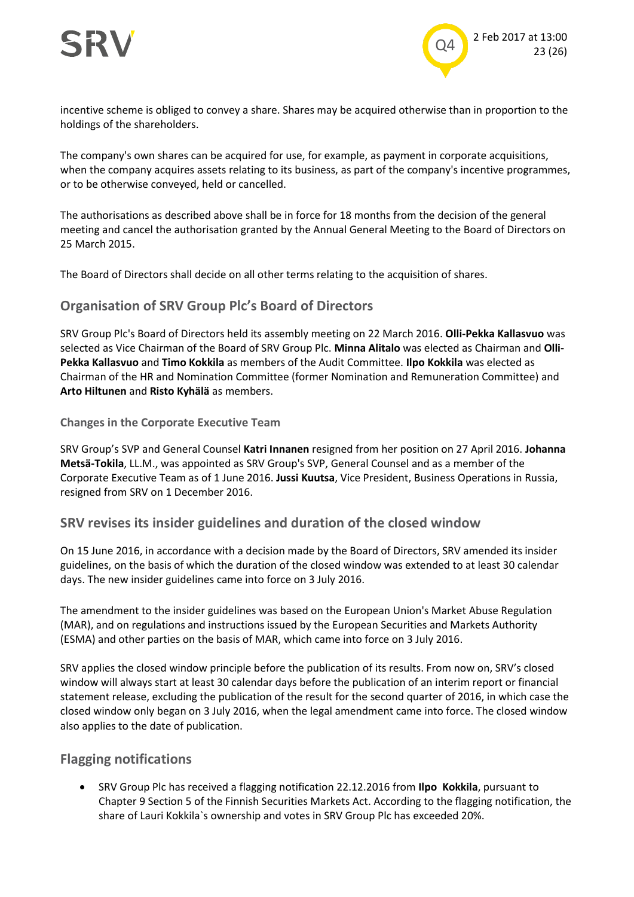incentive scheme is obliged to convey a share. Shares may be acquired otherwise than in proportion to the holdings of the shareholders.

The company's own shares can be acquired for use, for example, as payment in corporate acquisitions, when the company acquires assets relating to its business, as part of the company's incentive programmes, or to be otherwise conveyed, held or cancelled.

The authorisations as described above shall be in force for 18 months from the decision of the general meeting and cancel the authorisation granted by the Annual General Meeting to the Board of Directors on 25 March 2015.

The Board of Directors shall decide on all other terms relating to the acquisition of shares.

## Organisation of SRV Group Plc's Board of Directors

SRV Group Plc's Board of Directors held its assembly meeting on 22 March 2016. **Olli-Pekka Kallasvuo** was selected as Vice Chairman of the Board of SRV Group Plc. **Minna Alitalo** was elected as Chairman and **Olli-Pekka Kallasvuo** and **Timo Kokkila** as members of the Audit Committee. **Ilpo Kokkila** was elected as Chairman of the HR and Nomination Committee (former Nomination and Remuneration Committee) and **Arto Hiltunen** and **Risto Kyhälä** as members.

### Changes in the Corporate Executive Team

SRV Group's SVP and General Counsel **Katri Innanen** resigned from her position on 27 April 2016. **Johanna Metsä-Tokila**, LL.M., was appointed as SRV Group's SVP, General Counsel and as a member of the Corporate Executive Team as of 1 June 2016. **Jussi Kuutsa**, Vice President, Business Operations in Russia, resigned from SRV on 1 December 2016.

## SRV revises its insider guidelines and duration of the closed window

On 15 June 2016, in accordance with a decision made by the Board of Directors, SRV amended its insider guidelines, on the basis of which the duration of the closed window was extended to at least 30 calendar days. The new insider guidelines came into force on 3 July 2016.

The amendment to the insider guidelines was based on the European Union's Market Abuse Regulation (MAR), and on regulations and instructions issued by the European Securities and Markets Authority (ESMA) and other parties on the basis of MAR, which came into force on 3 July 2016.

SRV applies the closed window principle before the publication of its results. From now on, SRV's closed window will always start at least 30 calendar days before the publication of an interim report or financial statement release, excluding the publication of the result for the second quarter of 2016, in which case the closed window only began on 3 July 2016, when the legal amendment came into force. The closed window also applies to the date of publication.

## Flagging notifications

- SRV Group Plc has received a flagging notification 22.12.2016 from **Ilpo Kokkila**, pursuant to Chapter 9 Section 5 of the Finnish Securities Markets Act. According to the flagging notification, the share of Lauri Kokkila`s ownership and votes in SRV Group Plc has exceeded 20%.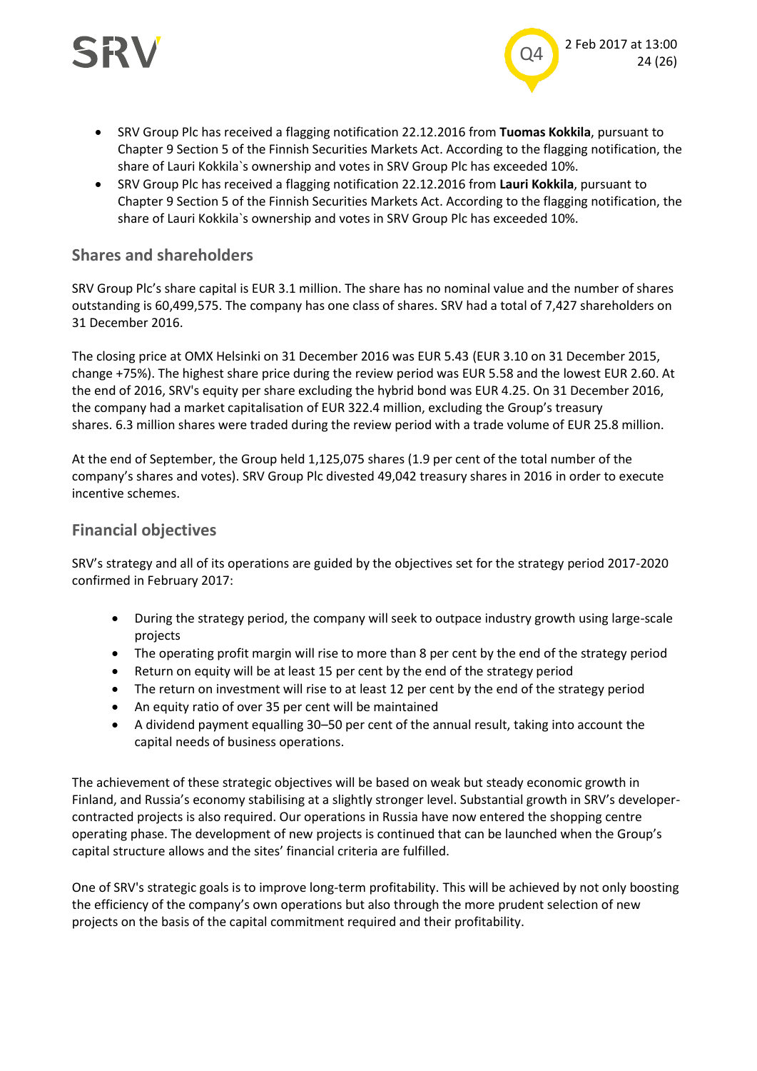- SRV Group Plc has received a flagging notification 22.12.2016 from **Tuomas Kokkila**, pursuant to Chapter 9 Section 5 of the Finnish Securities Markets Act. According to the flagging notification, the share of Lauri Kokkila`s ownership and votes in SRV Group Plc has exceeded 10%.
- SRV Group Plc has received a flagging notification 22.12.2016 from **Lauri Kokkila**, pursuant to Chapter 9 Section 5 of the Finnish Securities Markets Act. According to the flagging notification, the share of Lauri Kokkila`s ownership and votes in SRV Group Plc has exceeded 10%.

## Shares and shareholders

SRV Group Plc's share capital is EUR 3.1 million. The share has no nominal value and the number of shares outstanding is 60,499,575. The company has one class of shares. SRV had a total of 7,427 shareholders on 31 December 2016.

The closing price at OMX Helsinki on 31 December 2016 was EUR 5.43 (EUR 3.10 on 31 December 2015, change +75%). The highest share price during the review period was EUR 5.58 and the lowest EUR 2.60. At the end of 2016, SRV's equity per share excluding the hybrid bond was EUR 4.25. On 31 December 2016, the company had a market capitalisation of EUR 322.4 million, excluding the Group's treasury shares. 6.3 million shares were traded during the review period with a trade volume of EUR 25.8 million.

At the end of September, the Group held 1,125,075 shares (1.9 per cent of the total number of the company's shares and votes). SRV Group Plc divested 49,042 treasury shares in 2016 in order to execute incentive schemes.

## Financial objectives

SRV's strategy and all of its operations are guided by the objectives set for the strategy period 2017-2020 confirmed in February 2017:

- During the strategy period, the company will seek to outpace industry growth using large-scale projects
- The operating profit margin will rise to more than 8 per cent by the end of the strategy period
- Return on equity will be at least 15 per cent by the end of the strategy period
- The return on investment will rise to at least 12 per cent by the end of the strategy period
- An equity ratio of over 35 per cent will be maintained
- A dividend payment equalling 30–50 per cent of the annual result, taking into account the capital needs of business operations.

The achievement of these strategic objectives will be based on weak but steady economic growth in Finland, and Russia's economy stabilising at a slightly stronger level. Substantial growth in SRV's developer-contracted projects is also required. Our operations in Russia have now entered the shopping centre operating phase. The development of new projects is continued that can be launched when the Group's capital structure allows and the sites' financial criteria are fulfilled.

One of SRV's strategic goals is to improve long-term profitability. This will be achieved by not only boosting the efficiency of the company's own operations but also through the more prudent selection of new projects on the basis of the capital commitment required and their profitability.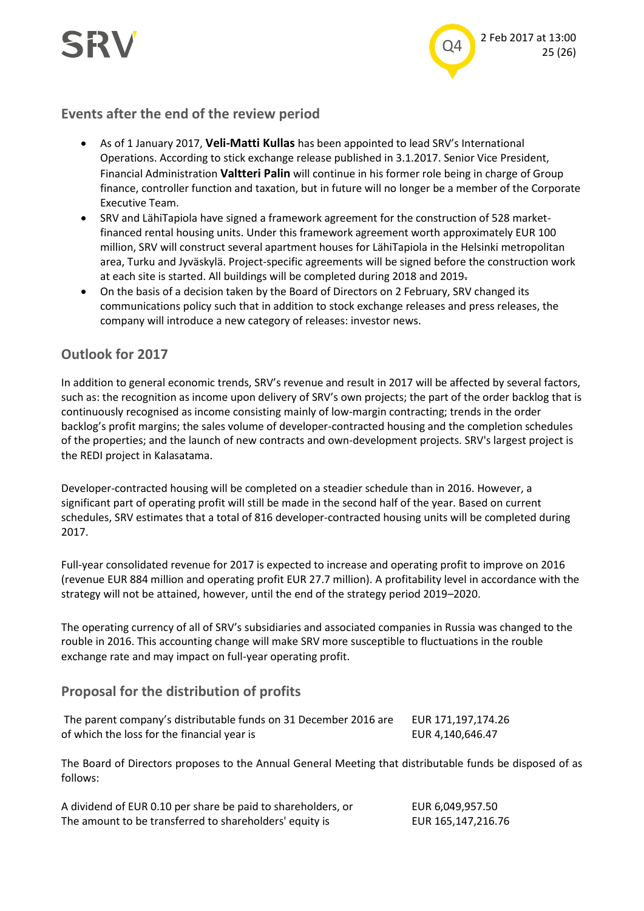## Events after the end of the review period

- As of 1 January 2017, **Veli-Matti Kullas** has been appointed to lead SRV's International Operations. According to stick exchange release published in 3.1.2017. Senior Vice President, Financial Administration **Valtteri Palin** will continue in his former role being in charge of Group finance, controller function and taxation, but in future will no longer be a member of the Corporate Executive Team.
- SRV and LähiTapiola have signed a framework agreement for the construction of 528 market-financed rental housing units. Under this framework agreement worth approximately EUR 100 million, SRV will construct several apartment houses for LähiTapiola in the Helsinki metropolitan area, Turku and Jyväskylä. Project-specific agreements will be signed before the construction work at each site is started. All buildings will be completed during 2018 and 2019.
- On the basis of a decision taken by the Board of Directors on 2 February, SRV changed its communications policy such that in addition to stock exchange releases and press releases, the company will introduce a new category of releases: investor news.

## Outlook for 2017

In addition to general economic trends, SRV's revenue and result in 2017 will be affected by several factors, such as: the recognition as income upon delivery of SRV's own projects; the part of the order backlog that is continuously recognised as income consisting mainly of low-margin contracting; trends in the order backlog's profit margins; the sales volume of developer-contracted housing and the completion schedules of the properties; and the launch of new contracts and own-development projects. SRV's largest project is the REDI project in Kalasatama.

Developer-contracted housing will be completed on a steadier schedule than in 2016. However, a significant part of operating profit will still be made in the second half of the year. Based on current schedules, SRV estimates that a total of 816 developer-contracted housing units will be completed during 2017.

Full-year consolidated revenue for 2017 is expected to increase and operating profit to improve on 2016 (revenue EUR 884 million and operating profit EUR 27.7 million). A profitability level in accordance with the strategy will not be attained, however, until the end of the strategy period 2019–2020.

The operating currency of all of SRV's subsidiaries and associated companies in Russia was changed to the rouble in 2016. This accounting change will make SRV more susceptible to fluctuations in the rouble exchange rate and may impact on full-year operating profit.

## Proposal for the distribution of profits

| | |
|---|---|
| The parent company's distributable funds on 31 December 2016 are | EUR 171,197,174.26 |
| of which the loss for the financial year is | EUR 4,140,646.47 |

The Board of Directors proposes to the Annual General Meeting that distributable funds be disposed of as follows:

| | |
|---|---|
| A dividend of EUR 0.10 per share be paid to shareholders, or | EUR 6,049,957.50 |
| The amount to be transferred to shareholders' equity is | EUR 165,147,216.76 |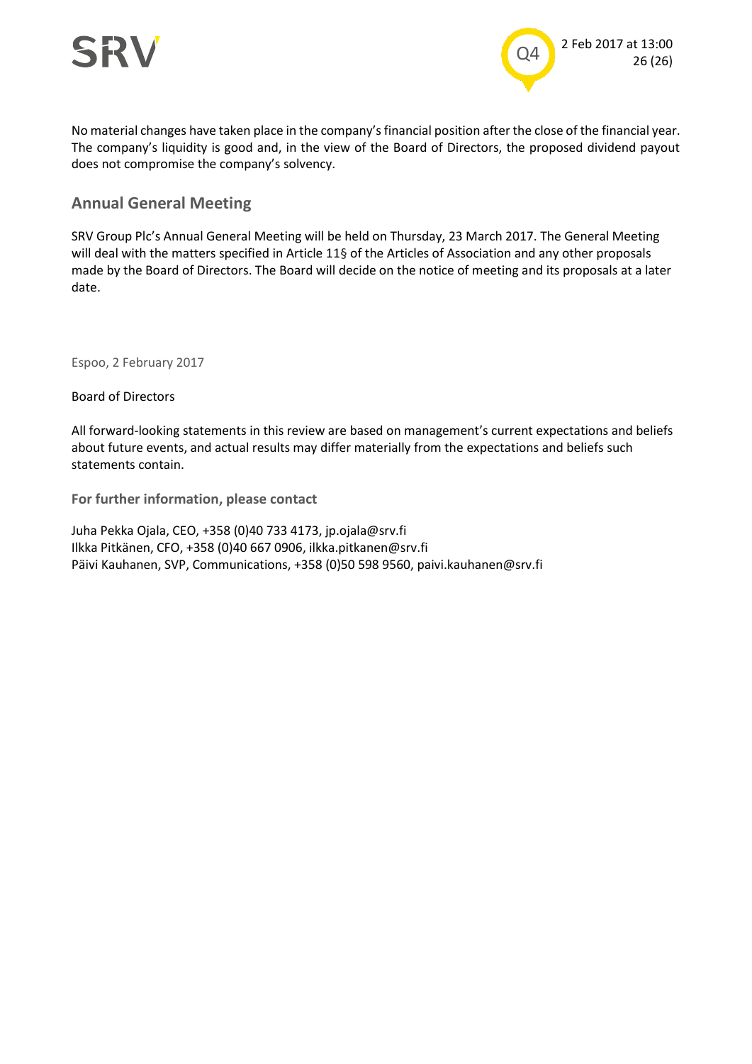No material changes have taken place in the company's financial position after the close of the financial year. The company's liquidity is good and, in the view of the Board of Directors, the proposed dividend payout does not compromise the company's solvency.

## Annual General Meeting

SRV Group Plc's Annual General Meeting will be held on Thursday, 23 March 2017. The General Meeting will deal with the matters specified in Article 11§ of the Articles of Association and any other proposals made by the Board of Directors. The Board will decide on the notice of meeting and its proposals at a later date.

Espoo, 2 February 2017

Board of Directors

All forward-looking statements in this review are based on management's current expectations and beliefs about future events, and actual results may differ materially from the expectations and beliefs such statements contain.

**For further information, please contact**

Juha Pekka Ojala, CEO, +358 (0)40 733 4173, jp.ojala@srv.fi
Ilkka Pitkänen, CFO, +358 (0)40 667 0906, ilkka.pitkanen@srv.fi
Päivi Kauhanen, SVP, Communications, +358 (0)50 598 9560, paivi.kauhanen@srv.fi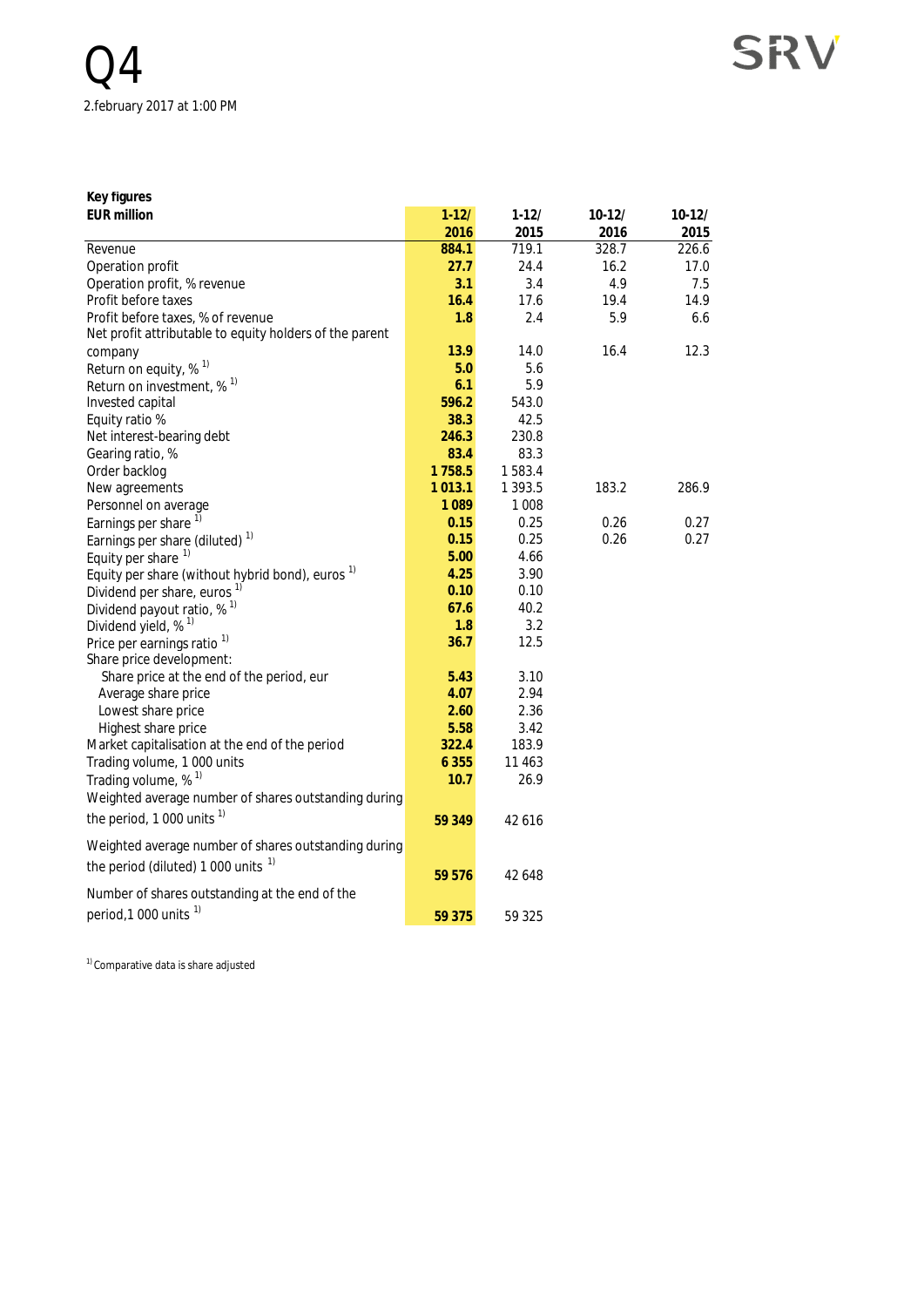Q4

2.february 2017 at 1:00 PM

SRV

**Key figures**

| EUR million | 1-12/ 2016 | 1-12/ 2015 | 10-12/ 2016 | 10-12/ 2015 |
|---|---|---|---|---|
| Revenue | **884.1** | 719.1 | 328.7 | 226.6 |
| Operation profit | **27.7** | 24.4 | 16.2 | 17.0 |
| Operation profit, % revenue | **3.1** | 3.4 | 4.9 | 7.5 |
| Profit before taxes | **16.4** | 17.6 | 19.4 | 14.9 |
| Profit before taxes, % of revenue | **1.8** | 2.4 | 5.9 | 6.6 |
| Net profit attributable to equity holders of the parent company | **13.9** | 14.0 | 16.4 | 12.3 |
| Return on equity, % [1)] | **5.0** | 5.6 | | |
| Return on investment, % [1)] | **6.1** | 5.9 | | |
| Invested capital | **596.2** | 543.0 | | |
| Equity ratio % | **38.3** | 42.5 | | |
| Net interest-bearing debt | **246.3** | 230.8 | | |
| Gearing ratio, % | **83.4** | 83.3 | | |
| Order backlog | **1 758.5** | 1 583.4 | | |
| New agreements | **1 013.1** | 1 393.5 | 183.2 | 286.9 |
| Personnel on average | **1 089** | 1 008 | | |
| Earnings per share [1)] | **0.15** | 0.25 | 0.26 | 0.27 |
| Earnings per share (diluted) [1)] | **0.15** | 0.25 | 0.26 | 0.27 |
| Equity per share [1)] | **5.00** | 4.66 | | |
| Equity per share (without hybrid bond), euros [1)] | **4.25** | 3.90 | | |
| Dividend per share, euros [1)] | **0.10** | 0.10 | | |
| Dividend payout ratio, % [1)] | **67.6** | 40.2 | | |
| Dividend yield, % [1)] | **1.8** | 3.2 | | |
| Price per earnings ratio [1)] | **36.7** | 12.5 | | |
| Share price development: | | | | |
| Share price at the end of the period, eur | **5.43** | 3.10 | | |
| Average share price | **4.07** | 2.94 | | |
| Lowest share price | **2.60** | 2.36 | | |
| Highest share price | **5.58** | 3.42 | | |
| Market capitalisation at the end of the period | **322.4** | 183.9 | | |
| Trading volume, 1 000 units | **6 355** | 11 463 | | |
| Trading volume, % [1)] | **10.7** | 26.9 | | |
| Weighted average number of shares outstanding during the period, 1 000 units [1)] | **59 349** | 42 616 | | |
| Weighted average number of shares outstanding during the period (diluted) 1 000 units [1)] | **59 576** | 42 648 | | |
| Number of shares outstanding at the end of the period,1 000 units [1)] | **59 375** | 59 325 | | |

[1)] Comparative data is share adjusted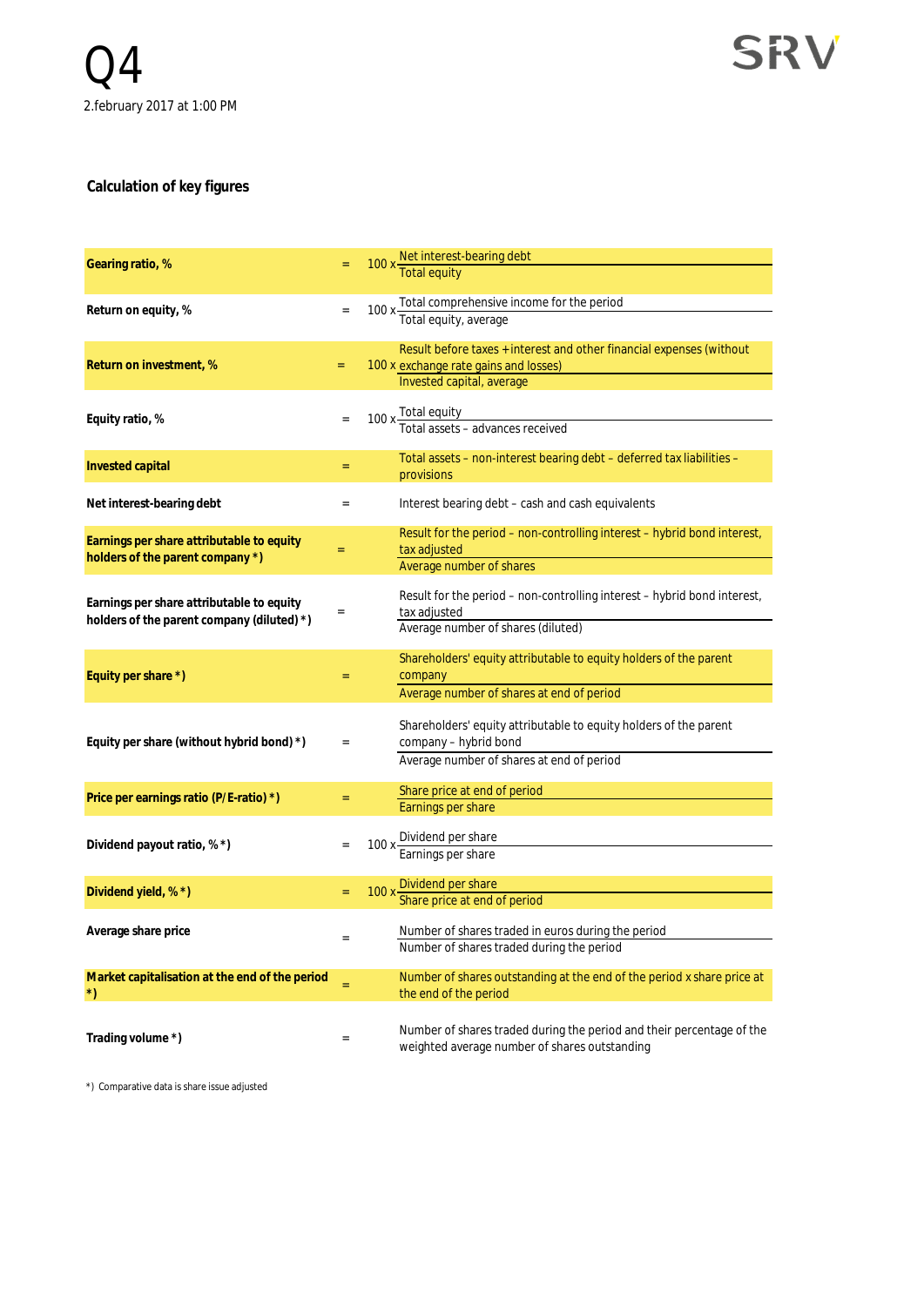# Calculation of key figures

| Key figure | | Formula |
|---|---|---|
| **Gearing ratio, %** | = | 100 x Net interest-bearing debt / Total equity |
| **Return on equity, %** | = | 100 x Total comprehensive income for the period / Total equity, average |
| **Return on investment, %** | = | 100 x Result before taxes + interest and other financial expenses (without exchange rate gains and losses) / Invested capital, average |
| **Equity ratio, %** | = | 100 x Total equity / Total assets – advances received |
| **Invested capital** | = | Total assets – non-interest bearing debt – deferred tax liabilities – provisions |
| **Net interest-bearing debt** | = | Interest bearing debt – cash and cash equivalents |
| **Earnings per share attributable to equity holders of the parent company *)** | = | Result for the period – non-controlling interest – hybrid bond interest, tax adjusted / Average number of shares |
| **Earnings per share attributable to equity holders of the parent company (diluted) *)** | = | Result for the period – non-controlling interest – hybrid bond interest, tax adjusted / Average number of shares (diluted) |
| **Equity per share *)** | = | Shareholders' equity attributable to equity holders of the parent company / Average number of shares at end of period |
| **Equity per share (without hybrid bond) *)** | = | Shareholders' equity attributable to equity holders of the parent company – hybrid bond / Average number of shares at end of period |
| **Price per earnings ratio (P/E-ratio) *)** | = | Share price at end of period / Earnings per share |
| **Dividend payout ratio, % *)** | = | 100 x Dividend per share / Earnings per share |
| **Dividend yield, % *)** | = | 100 x Dividend per share / Share price at end of period |
| **Average share price** | = | Number of shares traded in euros during the period / Number of shares traded during the period |
| **Market capitalisation at the end of the period *)** | = | Number of shares outstanding at the end of the period x share price at the end of the period |
| **Trading volume *)** | = | Number of shares traded during the period and their percentage of the weighted average number of shares outstanding |

*) Comparative data is share issue adjusted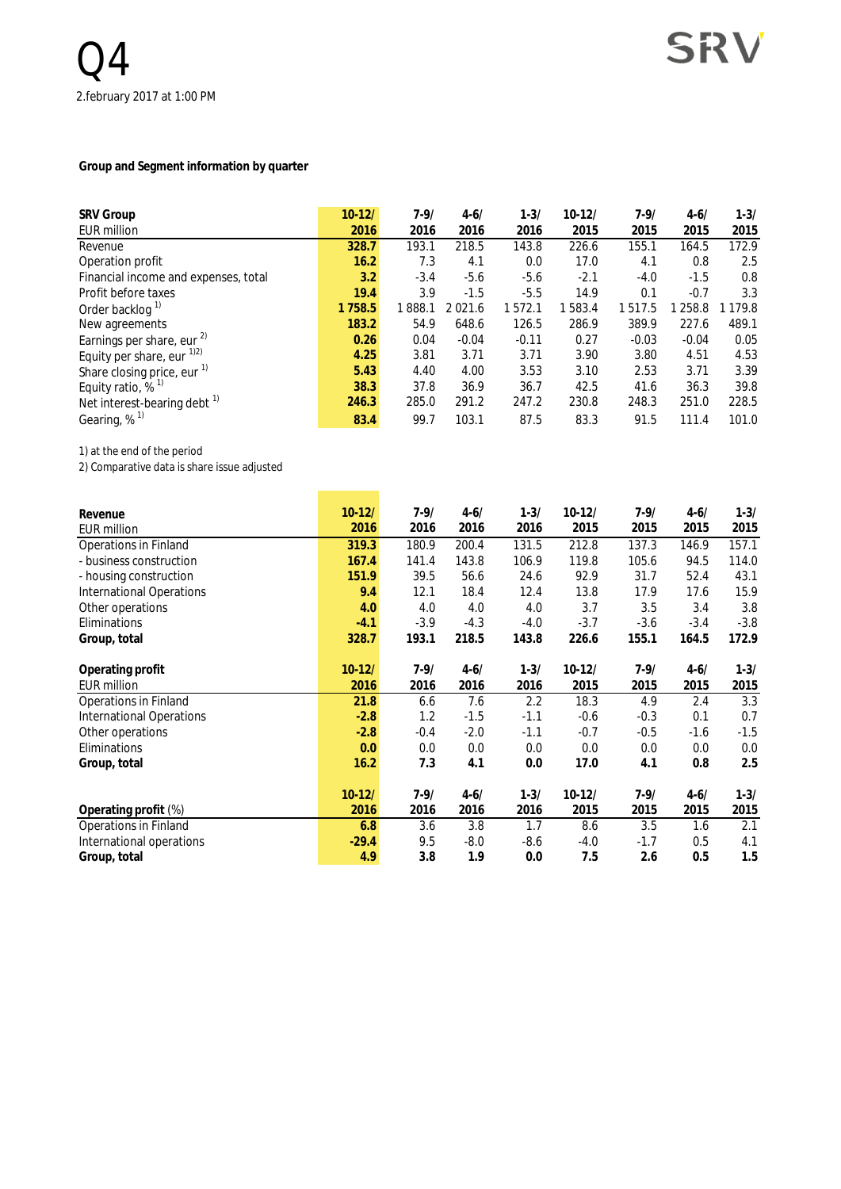# Q4

2.february 2017 at 1:00 PM

SRV

**Group and Segment information by quarter**

| SRV Group<br>EUR million | 10-12/<br>2016 | 7-9/<br>2016 | 4-6/<br>2016 | 1-3/<br>2016 | 10-12/<br>2015 | 7-9/<br>2015 | 4-6/<br>2015 | 1-3/<br>2015 |
|---|---|---|---|---|---|---|---|---|
| Revenue | **328.7** | 193.1 | 218.5 | 143.8 | 226.6 | 155.1 | 164.5 | 172.9 |
| Operation profit | **16.2** | 7.3 | 4.1 | 0.0 | 17.0 | 4.1 | 0.8 | 2.5 |
| Financial income and expenses, total | **3.2** | -3.4 | -5.6 | -5.6 | -2.1 | -4.0 | -1.5 | 0.8 |
| Profit before taxes | **19.4** | 3.9 | -1.5 | -5.5 | 14.9 | 0.1 | -0.7 | 3.3 |
| Order backlog [1] | **1 758.5** | 1 888.1 | 2 021.6 | 1 572.1 | 1 583.4 | 1 517.5 | 1 258.8 | 1 179.8 |
| New agreements | **183.2** | 54.9 | 648.6 | 126.5 | 286.9 | 389.9 | 227.6 | 489.1 |
| Earnings per share, eur [2] | **0.26** | 0.04 | -0.04 | -0.11 | 0.27 | -0.03 | -0.04 | 0.05 |
| Equity per share, eur [1,2] | **4.25** | 3.81 | 3.71 | 3.71 | 3.90 | 3.80 | 4.51 | 4.53 |
| Share closing price, eur [1] | **5.43** | 4.40 | 4.00 | 3.53 | 3.10 | 2.53 | 3.71 | 3.39 |
| Equity ratio, % [1] | **38.3** | 37.8 | 36.9 | 36.7 | 42.5 | 41.6 | 36.3 | 39.8 |
| Net interest-bearing debt [1] | **246.3** | 285.0 | 291.2 | 247.2 | 230.8 | 248.3 | 251.0 | 228.5 |
| Gearing, % [1] | **83.4** | 99.7 | 103.1 | 87.5 | 83.3 | 91.5 | 111.4 | 101.0 |

1) at the end of the period
2) Comparative data is share issue adjusted

| Revenue<br>EUR million | 10-12/<br>2016 | 7-9/<br>2016 | 4-6/<br>2016 | 1-3/<br>2016 | 10-12/<br>2015 | 7-9/<br>2015 | 4-6/<br>2015 | 1-3/<br>2015 |
|---|---|---|---|---|---|---|---|---|
| Operations in Finland | **319.3** | 180.9 | 200.4 | 131.5 | 212.8 | 137.3 | 146.9 | 157.1 |
| - business construction | **167.4** | 141.4 | 143.8 | 106.9 | 119.8 | 105.6 | 94.5 | 114.0 |
| - housing construction | **151.9** | 39.5 | 56.6 | 24.6 | 92.9 | 31.7 | 52.4 | 43.1 |
| International Operations | **9.4** | 12.1 | 18.4 | 12.4 | 13.8 | 17.9 | 17.6 | 15.9 |
| Other operations | **4.0** | 4.0 | 4.0 | 4.0 | 3.7 | 3.5 | 3.4 | 3.8 |
| Eliminations | **-4.1** | -3.9 | -4.3 | -4.0 | -3.7 | -3.6 | -3.4 | -3.8 |
| **Group, total** | **328.7** | **193.1** | **218.5** | **143.8** | **226.6** | **155.1** | **164.5** | **172.9** |

| Operating profit<br>EUR million | 10-12/<br>2016 | 7-9/<br>2016 | 4-6/<br>2016 | 1-3/<br>2016 | 10-12/<br>2015 | 7-9/<br>2015 | 4-6/<br>2015 | 1-3/<br>2015 |
|---|---|---|---|---|---|---|---|---|
| Operations in Finland | **21.8** | 6.6 | 7.6 | 2.2 | 18.3 | 4.9 | 2.4 | 3.3 |
| International Operations | **-2.8** | 1.2 | -1.5 | -1.1 | -0.6 | -0.3 | 0.1 | 0.7 |
| Other operations | **-2.8** | -0.4 | -2.0 | -1.1 | -0.7 | -0.5 | -1.6 | -1.5 |
| Eliminations | **0.0** | 0.0 | 0.0 | 0.0 | 0.0 | 0.0 | 0.0 | 0.0 |
| **Group, total** | **16.2** | **7.3** | **4.1** | **0.0** | **17.0** | **4.1** | **0.8** | **2.5** |

| **Operating profit** (%) | 10-12/<br>2016 | 7-9/<br>2016 | 4-6/<br>2016 | 1-3/<br>2016 | 10-12/<br>2015 | 7-9/<br>2015 | 4-6/<br>2015 | 1-3/<br>2015 |
|---|---|---|---|---|---|---|---|---|
| Operations in Finland | **6.8** | 3.6 | 3.8 | 1.7 | 8.6 | 3.5 | 1.6 | 2.1 |
| International operations | **-29.4** | 9.5 | -8.0 | -8.6 | -4.0 | -1.7 | 0.5 | 4.1 |
| **Group, total** | **4.9** | **3.8** | **1.9** | **0.0** | **7.5** | **2.6** | **0.5** | **1.5** |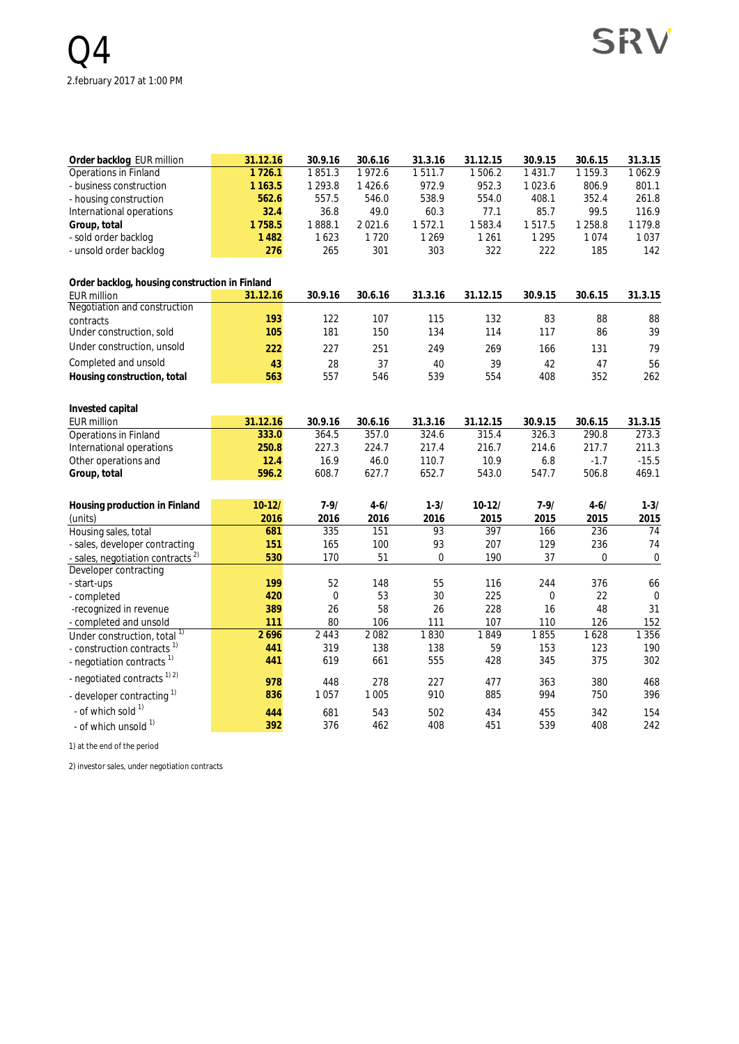Q4

2.february 2017 at 1:00 PM

| Order backlog EUR million | 31.12.16 | 30.9.16 | 30.6.16 | 31.3.16 | 31.12.15 | 30.9.15 | 30.6.15 | 31.3.15 |
|---|---|---|---|---|---|---|---|---|
| Operations in Finland | 1 726.1 | 1 851.3 | 1 972.6 | 1 511.7 | 1 506.2 | 1 431.7 | 1 159.3 | 1 062.9 |
| - business construction | 1 163.5 | 1 293.8 | 1 426.6 | 972.9 | 952.3 | 1 023.6 | 806.9 | 801.1 |
| - housing construction | 562.6 | 557.5 | 546.0 | 538.9 | 554.0 | 408.1 | 352.4 | 261.8 |
| International operations | 32.4 | 36.8 | 49.0 | 60.3 | 77.1 | 85.7 | 99.5 | 116.9 |
| **Group, total** | **1 758.5** | 1 888.1 | 2 021.6 | 1 572.1 | 1 583.4 | 1 517.5 | 1 258.8 | 1 179.8 |
| - sold order backlog | 1 482 | 1 623 | 1 720 | 1 269 | 1 261 | 1 295 | 1 074 | 1 037 |
| - unsold order backlog | 276 | 265 | 301 | 303 | 322 | 222 | 185 | 142 |

| Order backlog, housing construction in Finland EUR million | 31.12.16 | 30.9.16 | 30.6.16 | 31.3.16 | 31.12.15 | 30.9.15 | 30.6.15 | 31.3.15 |
|---|---|---|---|---|---|---|---|---|
| Negotiation and construction contracts | 193 | 122 | 107 | 115 | 132 | 83 | 88 | 88 |
| Under construction, sold | 105 | 181 | 150 | 134 | 114 | 117 | 86 | 39 |
| Under construction, unsold | 222 | 227 | 251 | 249 | 269 | 166 | 131 | 79 |
| Completed and unsold | 43 | 28 | 37 | 40 | 39 | 42 | 47 | 56 |
| **Housing construction, total** | **563** | 557 | 546 | 539 | 554 | 408 | 352 | 262 |

| Invested capital EUR million | 31.12.16 | 30.9.16 | 30.6.16 | 31.3.16 | 31.12.15 | 30.9.15 | 30.6.15 | 31.3.15 |
|---|---|---|---|---|---|---|---|---|
| Operations in Finland | 333.0 | 364.5 | 357.0 | 324.6 | 315.4 | 326.3 | 290.8 | 273.3 |
| International operations | 250.8 | 227.3 | 224.7 | 217.4 | 216.7 | 214.6 | 217.7 | 211.3 |
| Other operations and | 12.4 | 16.9 | 46.0 | 110.7 | 10.9 | 6.8 | -1.7 | -15.5 |
| **Group, total** | **596.2** | 608.7 | 627.7 | 652.7 | 543.0 | 547.7 | 506.8 | 469.1 |

| Housing production in Finland (units) | 10-12/ 2016 | 7-9/ 2016 | 4-6/ 2016 | 1-3/ 2016 | 10-12/ 2015 | 7-9/ 2015 | 4-6/ 2015 | 1-3/ 2015 |
|---|---|---|---|---|---|---|---|---|
| Housing sales, total | 681 | 335 | 151 | 93 | 397 | 166 | 236 | 74 |
| - sales, developer contracting | 151 | 165 | 100 | 93 | 207 | 129 | 236 | 74 |
| - sales, negotiation contracts [2] | 530 | 170 | 51 | 0 | 190 | 37 | 0 | 0 |
| Developer contracting | | | | | | | | |
| - start-ups | 199 | 52 | 148 | 55 | 116 | 244 | 376 | 66 |
| - completed | 420 | 0 | 53 | 30 | 225 | 0 | 22 | 0 |
| -recognized in revenue | 389 | 26 | 58 | 26 | 228 | 16 | 48 | 31 |
| - completed and unsold | 111 | 80 | 106 | 111 | 107 | 110 | 126 | 152 |
| Under construction, total [1] | 2 696 | 2 443 | 2 082 | 1 830 | 1 849 | 1 855 | 1 628 | 1 356 |
| - construction contracts [1] | 441 | 319 | 138 | 138 | 59 | 153 | 123 | 190 |
| - negotiation contracts [1] | 441 | 619 | 661 | 555 | 428 | 345 | 375 | 302 |
| - negotiated contracts [1] [2] | 978 | 448 | 278 | 227 | 477 | 363 | 380 | 468 |
| - developer contracting [1] | 836 | 1 057 | 1 005 | 910 | 885 | 994 | 750 | 396 |
| - of which sold [1] | 444 | 681 | 543 | 502 | 434 | 455 | 342 | 154 |
| - of which unsold [1] | 392 | 376 | 462 | 408 | 451 | 539 | 408 | 242 |

1) at the end of the period

2) investor sales, under negotiation contracts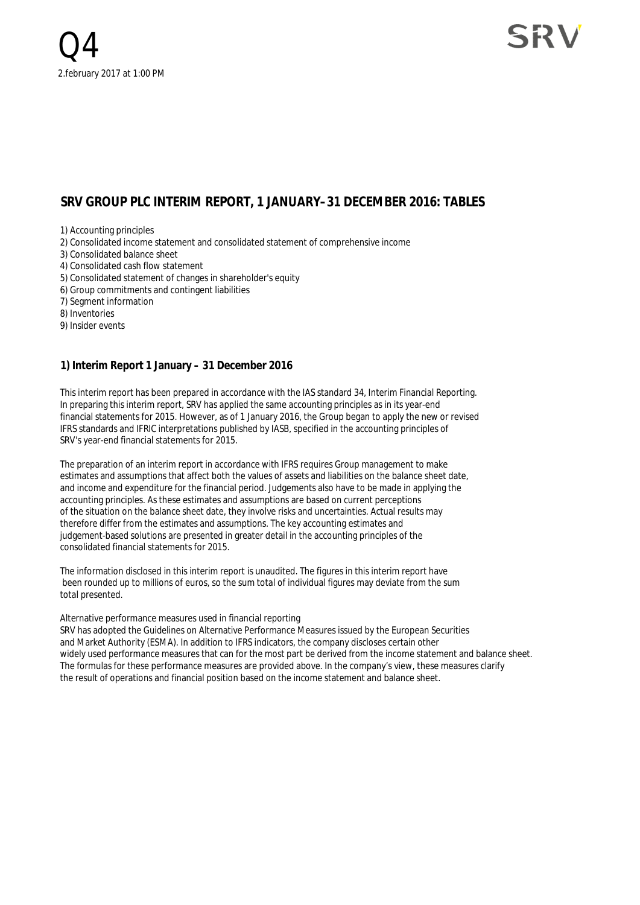Q4

2.february 2017 at 1:00 PM

SRV

## SRV GROUP PLC INTERIM REPORT, 1 JANUARY–31 DECEMBER 2016: TABLES

1) Accounting principles
2) Consolidated income statement and consolidated statement of comprehensive income
3) Consolidated balance sheet
4) Consolidated cash flow statement
5) Consolidated statement of changes in shareholder's equity
6) Group commitments and contingent liabilities
7) Segment information
8) Inventories
9) Insider events

### 1) Interim Report 1 January – 31 December 2016

This interim report has been prepared in accordance with the IAS standard 34, Interim Financial Reporting. In preparing this interim report, SRV has applied the same accounting principles as in its year-end financial statements for 2015. However, as of 1 January 2016, the Group began to apply the new or revised IFRS standards and IFRIC interpretations published by IASB, specified in the accounting principles of SRV's year-end financial statements for 2015.

The preparation of an interim report in accordance with IFRS requires Group management to make estimates and assumptions that affect both the values of assets and liabilities on the balance sheet date, and income and expenditure for the financial period. Judgements also have to be made in applying the accounting principles. As these estimates and assumptions are based on current perceptions of the situation on the balance sheet date, they involve risks and uncertainties. Actual results may therefore differ from the estimates and assumptions. The key accounting estimates and judgement-based solutions are presented in greater detail in the accounting principles of the consolidated financial statements for 2015.

The information disclosed in this interim report is unaudited. The figures in this interim report have been rounded up to millions of euros, so the sum total of individual figures may deviate from the sum total presented.

Alternative performance measures used in financial reporting
SRV has adopted the Guidelines on Alternative Performance Measures issued by the European Securities and Market Authority (ESMA). In addition to IFRS indicators, the company discloses certain other widely used performance measures that can for the most part be derived from the income statement and balance sheet. The formulas for these performance measures are provided above. In the company's view, these measures clarify the result of operations and financial position based on the income statement and balance sheet.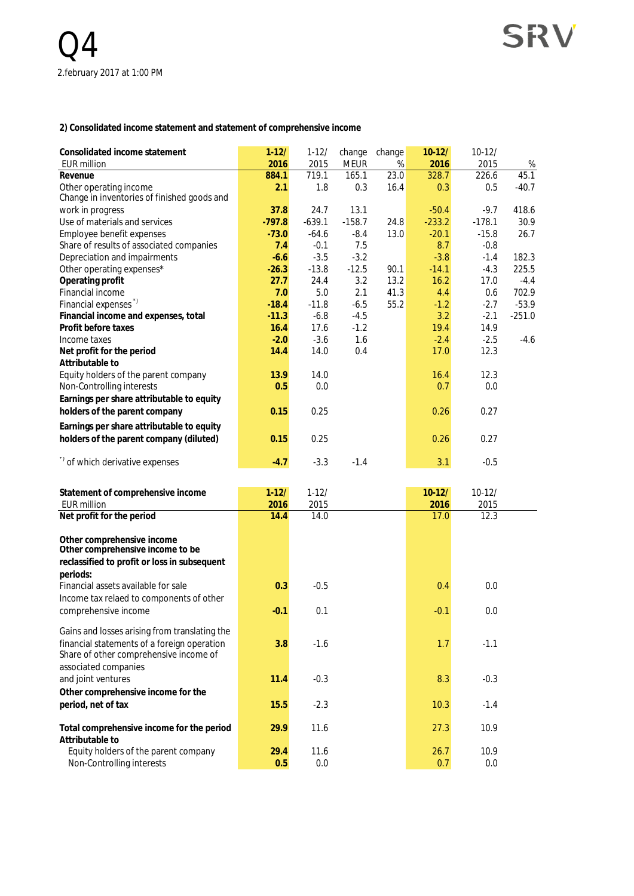# Q4

2.february 2017 at 1:00 PM

**2) Consolidated income statement and statement of comprehensive income**

| Consolidated income statement EUR million | 1-12/ 2016 | 1-12/ 2015 | change MEUR | change % | 10-12/ 2016 | 10-12/ 2015 | % |
|---|---|---|---|---|---|---|---|
| **Revenue** | 884.1 | 719.1 | 165.1 | 23.0 | 328.7 | 226.6 | 45.1 |
| Other operating income | 2.1 | 1.8 | 0.3 | 16.4 | 0.3 | 0.5 | -40.7 |
| Change in inventories of finished goods and work in progress | 37.8 | 24.7 | 13.1 | | -50.4 | -9.7 | 418.6 |
| Use of materials and services | -797.8 | -639.1 | -158.7 | 24.8 | -233.2 | -178.1 | 30.9 |
| Employee benefit expenses | -73.0 | -64.6 | -8.4 | 13.0 | -20.1 | -15.8 | 26.7 |
| Share of results of associated companies | 7.4 | -0.1 | 7.5 | | 8.7 | -0.8 | |
| Depreciation and impairments | -6.6 | -3.5 | -3.2 | | -3.8 | -1.4 | 182.3 |
| Other operating expenses* | -26.3 | -13.8 | -12.5 | 90.1 | -14.1 | -4.3 | 225.5 |
| **Operating profit** | 27.7 | 24.4 | 3.2 | 13.2 | 16.2 | 17.0 | -4.4 |
| Financial income | 7.0 | 5.0 | 2.1 | 41.3 | 4.4 | 0.6 | 702.9 |
| Financial expenses [*)] | -18.4 | -11.8 | -6.5 | 55.2 | -1.2 | -2.7 | -53.9 |
| **Financial income and expenses, total** | -11.3 | -6.8 | -4.5 | | 3.2 | -2.1 | -251.0 |
| **Profit before taxes** | 16.4 | 17.6 | -1.2 | | 19.4 | 14.9 | |
| Income taxes | -2.0 | -3.6 | 1.6 | | -2.4 | -2.5 | -4.6 |
| **Net profit for the period** | 14.4 | 14.0 | 0.4 | | 17.0 | 12.3 | |
| **Attributable to** | | | | | | | |
| Equity holders of the parent company | 13.9 | 14.0 | | | 16.4 | 12.3 | |
| Non-Controlling interests | 0.5 | 0.0 | | | 0.7 | 0.0 | |
| **Earnings per share attributable to equity holders of the parent company** | 0.15 | 0.25 | | | 0.26 | 0.27 | |
| **Earnings per share attributable to equity holders of the parent company (diluted)** | 0.15 | 0.25 | | | 0.26 | 0.27 | |
| [*)] of which derivative expenses | -4.7 | -3.3 | -1.4 | | 3.1 | -0.5 | |

| Statement of comprehensive income EUR million | 1-12/ 2016 | 1-12/ 2015 | 10-12/ 2016 | 10-12/ 2015 |
|---|---|---|---|---|
| **Net profit for the period** | 14.4 | 14.0 | 17.0 | 12.3 |
| **Other comprehensive income** | | | | |
| **Other comprehensive income to be reclassified to profit or loss in subsequent periods:** | | | | |
| Financial assets available for sale | 0.3 | -0.5 | 0.4 | 0.0 |
| Income tax relaed to components of other comprehensive income | -0.1 | 0.1 | -0.1 | 0.0 |
| Gains and losses arising from translating the financial statements of a foreign operation | 3.8 | -1.6 | 1.7 | -1.1 |
| Share of other comprehensive income of associated companies and joint ventures | 11.4 | -0.3 | 8.3 | -0.3 |
| **Other comprehensive income for the period, net of tax** | 15.5 | -2.3 | 10.3 | -1.4 |
| **Total comprehensive income for the period** | 29.9 | 11.6 | 27.3 | 10.9 |
| **Attributable to** | | | | |
| Equity holders of the parent company | 29.4 | 11.6 | 26.7 | 10.9 |
| Non-Controlling interests | 0.5 | 0.0 | 0.7 | 0.0 |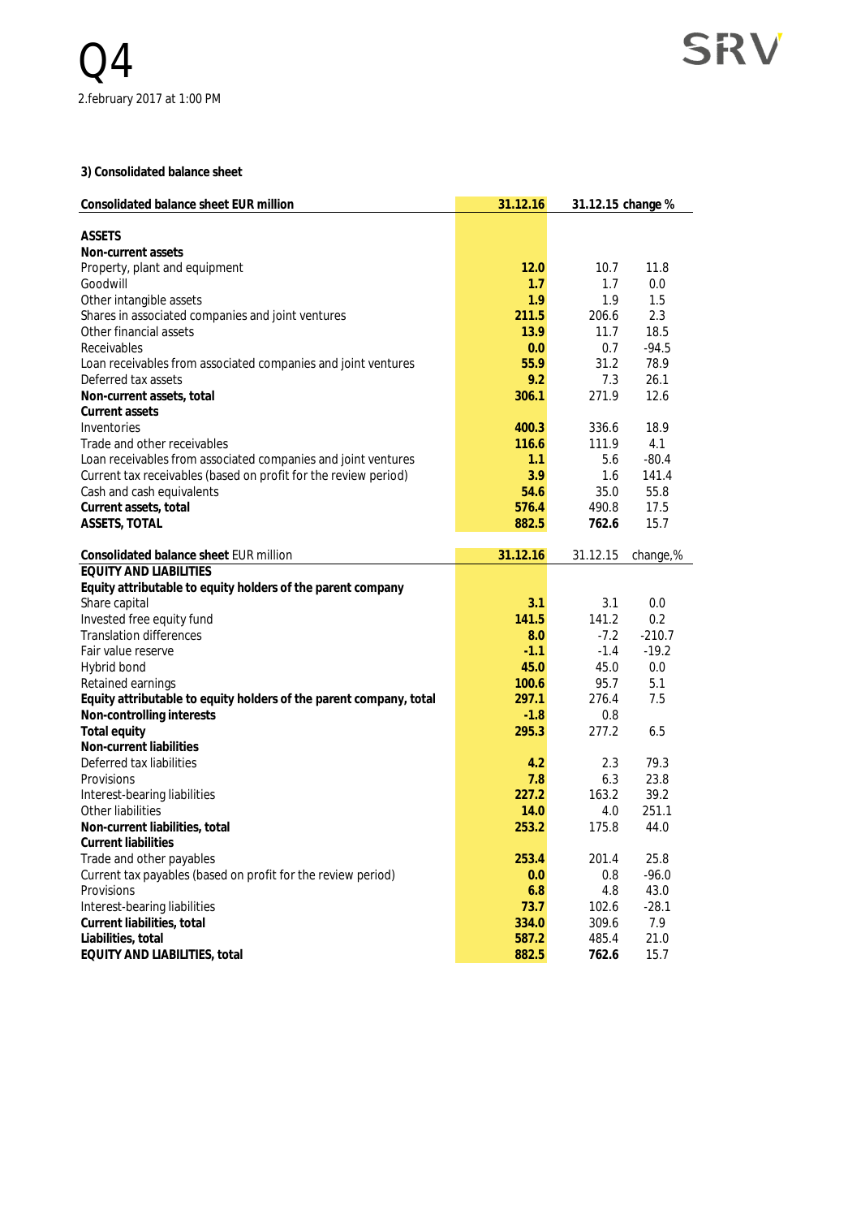### 3) Consolidated balance sheet

| Consolidated balance sheet EUR million | 31.12.16 | 31.12.15 | change % |
|---|---|---|---|
| **ASSETS** | | | |
| **Non-current assets** | | | |
| Property, plant and equipment | **12.0** | 10.7 | 11.8 |
| Goodwill | **1.7** | 1.7 | 0.0 |
| Other intangible assets | **1.9** | 1.9 | 1.5 |
| Shares in associated companies and joint ventures | **211.5** | 206.6 | 2.3 |
| Other financial assets | **13.9** | 11.7 | 18.5 |
| Receivables | **0.0** | 0.7 | -94.5 |
| Loan receivables from associated companies and joint ventures | **55.9** | 31.2 | 78.9 |
| Deferred tax assets | **9.2** | 7.3 | 26.1 |
| **Non-current assets, total** | **306.1** | 271.9 | 12.6 |
| **Current assets** | | | |
| Inventories | **400.3** | 336.6 | 18.9 |
| Trade and other receivables | **116.6** | 111.9 | 4.1 |
| Loan receivables from associated companies and joint ventures | **1.1** | 5.6 | -80.4 |
| Current tax receivables (based on profit for the review period) | **3.9** | 1.6 | 141.4 |
| Cash and cash equivalents | **54.6** | 35.0 | 55.8 |
| **Current assets, total** | **576.4** | 490.8 | 17.5 |
| **ASSETS, TOTAL** | **882.5** | **762.6** | 15.7 |

| **Consolidated balance sheet** EUR million | 31.12.16 | 31.12.15 | change,% |
|---|---|---|---|
| **EQUITY AND LIABILITIES** | | | |
| **Equity attributable to equity holders of the parent company** | | | |
| Share capital | **3.1** | 3.1 | 0.0 |
| Invested free equity fund | **141.5** | 141.2 | 0.2 |
| Translation differences | **8.0** | -7.2 | -210.7 |
| Fair value reserve | **-1.1** | -1.4 | -19.2 |
| Hybrid bond | **45.0** | 45.0 | 0.0 |
| Retained earnings | **100.6** | 95.7 | 5.1 |
| **Equity attributable to equity holders of the parent company, total** | **297.1** | 276.4 | 7.5 |
| **Non-controlling interests** | **-1.8** | 0.8 | |
| **Total equity** | **295.3** | 277.2 | 6.5 |
| **Non-current liabilities** | | | |
| Deferred tax liabilities | **4.2** | 2.3 | 79.3 |
| Provisions | **7.8** | 6.3 | 23.8 |
| Interest-bearing liabilities | **227.2** | 163.2 | 39.2 |
| Other liabilities | **14.0** | 4.0 | 251.1 |
| **Non-current liabilities, total** | **253.2** | 175.8 | 44.0 |
| **Current liabilities** | | | |
| Trade and other payables | **253.4** | 201.4 | 25.8 |
| Current tax payables (based on profit for the review period) | **0.0** | 0.8 | -96.0 |
| Provisions | **6.8** | 4.8 | 43.0 |
| Interest-bearing liabilities | **73.7** | 102.6 | -28.1 |
| **Current liabilities, total** | **334.0** | 309.6 | 7.9 |
| **Liabilities, total** | **587.2** | 485.4 | 21.0 |
| **EQUITY AND LIABILITIES, total** | **882.5** | **762.6** | 15.7 |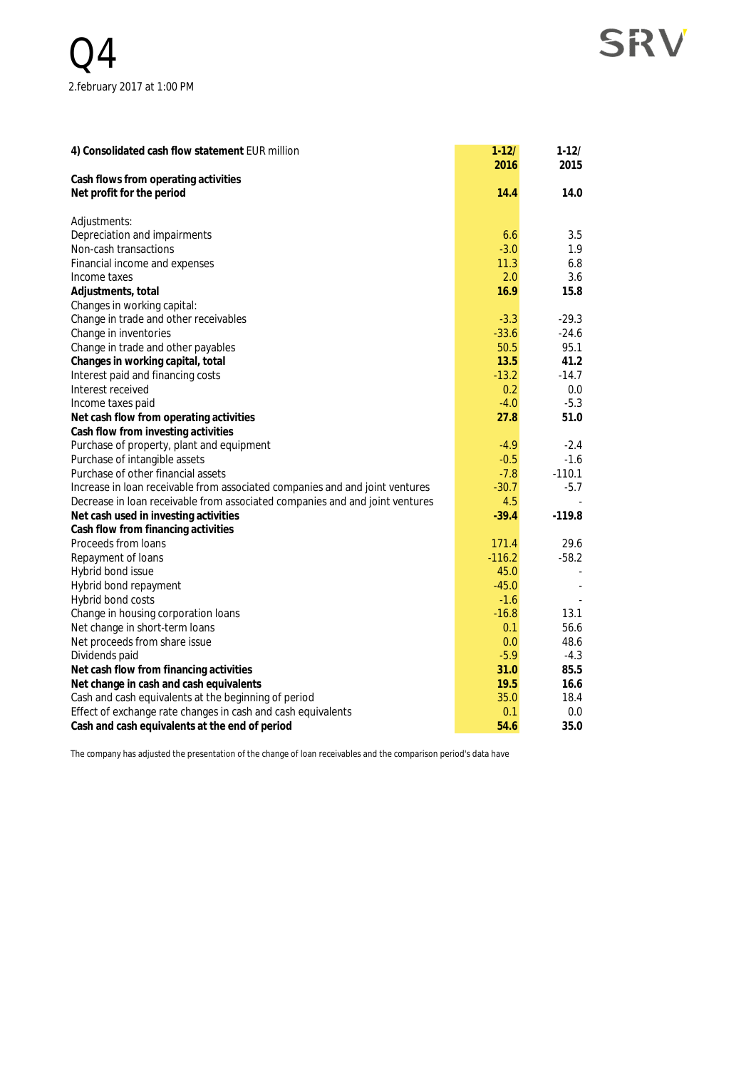| 4) Consolidated cash flow statement EUR million | 1-12/ 2016 | 1-12/ 2015 |
|---|---|---|
| **Cash flows from operating activities** | | |
| **Net profit for the period** | **14.4** | **14.0** |
| | | |
| Adjustments: | | |
| Depreciation and impairments | 6.6 | 3.5 |
| Non-cash transactions | -3.0 | 1.9 |
| Financial income and expenses | 11.3 | 6.8 |
| Income taxes | 2.0 | 3.6 |
| **Adjustments, total** | **16.9** | **15.8** |
| Changes in working capital: | | |
| Change in trade and other receivables | -3.3 | -29.3 |
| Change in inventories | -33.6 | -24.6 |
| Change in trade and other payables | 50.5 | 95.1 |
| **Changes in working capital, total** | **13.5** | **41.2** |
| Interest paid and financing costs | -13.2 | -14.7 |
| Interest received | 0.2 | 0.0 |
| Income taxes paid | -4.0 | -5.3 |
| **Net cash flow from operating activities** | **27.8** | **51.0** |
| **Cash flow from investing activities** | | |
| Purchase of property, plant and equipment | -4.9 | -2.4 |
| Purchase of intangible assets | -0.5 | -1.6 |
| Purchase of other financial assets | -7.8 | -110.1 |
| Increase in loan receivable from associated companies and and joint ventures | -30.7 | -5.7 |
| Decrease in loan receivable from associated companies and and joint ventures | 4.5 | - |
| **Net cash used in investing activities** | **-39.4** | **-119.8** |
| **Cash flow from financing activities** | | |
| Proceeds from loans | 171.4 | 29.6 |
| Repayment of loans | -116.2 | -58.2 |
| Hybrid bond issue | 45.0 | - |
| Hybrid bond repayment | -45.0 | - |
| Hybrid bond costs | -1.6 | - |
| Change in housing corporation loans | -16.8 | 13.1 |
| Net change in short-term loans | 0.1 | 56.6 |
| Net proceeds from share issue | 0.0 | 48.6 |
| Dividends paid | -5.9 | -4.3 |
| **Net cash flow from financing activities** | **31.0** | **85.5** |
| **Net change in cash and cash equivalents** | **19.5** | **16.6** |
| Cash and cash equivalents at the beginning of period | 35.0 | 18.4 |
| Effect of exchange rate changes in cash and cash equivalents | 0.1 | 0.0 |
| **Cash and cash equivalents at the end of period** | **54.6** | **35.0** |

The company has adjusted the presentation of the change of loan receivables and the comparison period's data have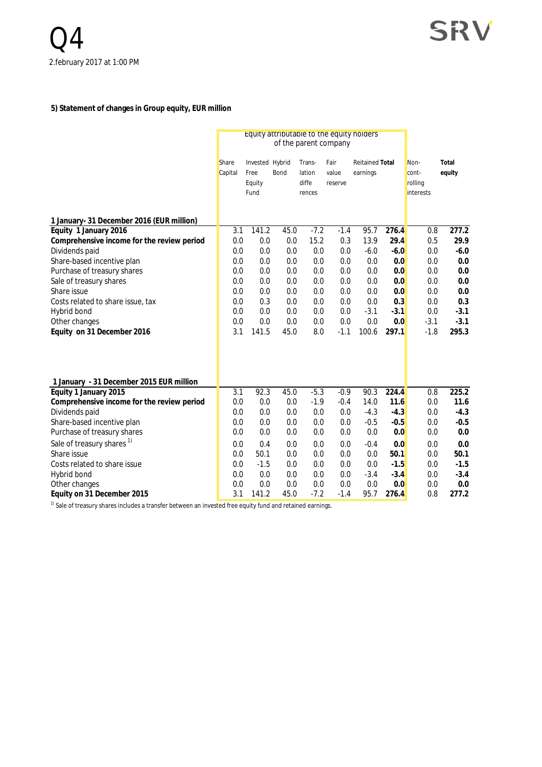### 5) Statement of changes in Group equity, EUR million

| | Equity attributable to the equity holders of the parent company | | | | | | | | |
|---|---|---|---|---|---|---|---|---|---|
| | Share Capital | Invested Free Equity Fund | Hybrid Bond | Trans-lation differences | Fair value reserve | Reitained earnings | **Total** | Non-controlling interests | **Total equity** |
| **1 January- 31 December 2016 (EUR million)** | | | | | | | | | |
| **Equity 1 January 2016** | 3.1 | 141.2 | 45.0 | -7.2 | -1.4 | 95.7 | **276.4** | 0.8 | **277.2** |
| **Comprehensive income for the review period** | 0.0 | 0.0 | 0.0 | 15.2 | 0.3 | 13.9 | **29.4** | 0.5 | **29.9** |
| Dividends paid | 0.0 | 0.0 | 0.0 | 0.0 | 0.0 | -6.0 | **-6.0** | 0.0 | **-6.0** |
| Share-based incentive plan | 0.0 | 0.0 | 0.0 | 0.0 | 0.0 | 0.0 | **0.0** | 0.0 | **0.0** |
| Purchase of treasury shares | 0.0 | 0.0 | 0.0 | 0.0 | 0.0 | 0.0 | **0.0** | 0.0 | **0.0** |
| Sale of treasury shares | 0.0 | 0.0 | 0.0 | 0.0 | 0.0 | 0.0 | **0.0** | 0.0 | **0.0** |
| Share issue | 0.0 | 0.0 | 0.0 | 0.0 | 0.0 | 0.0 | **0.0** | 0.0 | **0.0** |
| Costs related to share issue, tax | 0.0 | 0.3 | 0.0 | 0.0 | 0.0 | 0.0 | **0.3** | 0.0 | **0.3** |
| Hybrid bond | 0.0 | 0.0 | 0.0 | 0.0 | 0.0 | -3.1 | **-3.1** | 0.0 | **-3.1** |
| Other changes | 0.0 | 0.0 | 0.0 | 0.0 | 0.0 | 0.0 | **0.0** | -3.1 | **-3.1** |
| **Equity on 31 December 2016** | 3.1 | 141.5 | 45.0 | 8.0 | -1.1 | 100.6 | **297.1** | -1.8 | **295.3** |
| | | | | | | | | | |
| **1 January - 31 December 2015 EUR million** | | | | | | | | | |
| **Equity 1 January 2015** | 3.1 | 92.3 | 45.0 | -5.3 | -0.9 | 90.3 | **224.4** | 0.8 | **225.2** |
| **Comprehensive income for the review period** | 0.0 | 0.0 | 0.0 | -1.9 | -0.4 | 14.0 | **11.6** | 0.0 | **11.6** |
| Dividends paid | 0.0 | 0.0 | 0.0 | 0.0 | 0.0 | -4.3 | **-4.3** | 0.0 | **-4.3** |
| Share-based incentive plan | 0.0 | 0.0 | 0.0 | 0.0 | 0.0 | -0.5 | **-0.5** | 0.0 | **-0.5** |
| Purchase of treasury shares | 0.0 | 0.0 | 0.0 | 0.0 | 0.0 | 0.0 | **0.0** | 0.0 | **0.0** |
| Sale of treasury shares [1)] | 0.0 | 0.4 | 0.0 | 0.0 | 0.0 | -0.4 | **0.0** | 0.0 | **0.0** |
| Share issue | 0.0 | 50.1 | 0.0 | 0.0 | 0.0 | 0.0 | **50.1** | 0.0 | **50.1** |
| Costs related to share issue | 0.0 | -1.5 | 0.0 | 0.0 | 0.0 | 0.0 | **-1.5** | 0.0 | **-1.5** |
| Hybrid bond | 0.0 | 0.0 | 0.0 | 0.0 | 0.0 | -3.4 | **-3.4** | 0.0 | **-3.4** |
| Other changes | 0.0 | 0.0 | 0.0 | 0.0 | 0.0 | 0.0 | **0.0** | 0.0 | **0.0** |
| **Equity on 31 December 2015** | 3.1 | 141.2 | 45.0 | -7.2 | -1.4 | 95.7 | **276.4** | 0.8 | **277.2** |

[1)] Sale of treasury shares includes a transfer between an invested free equity fund and retained earnings.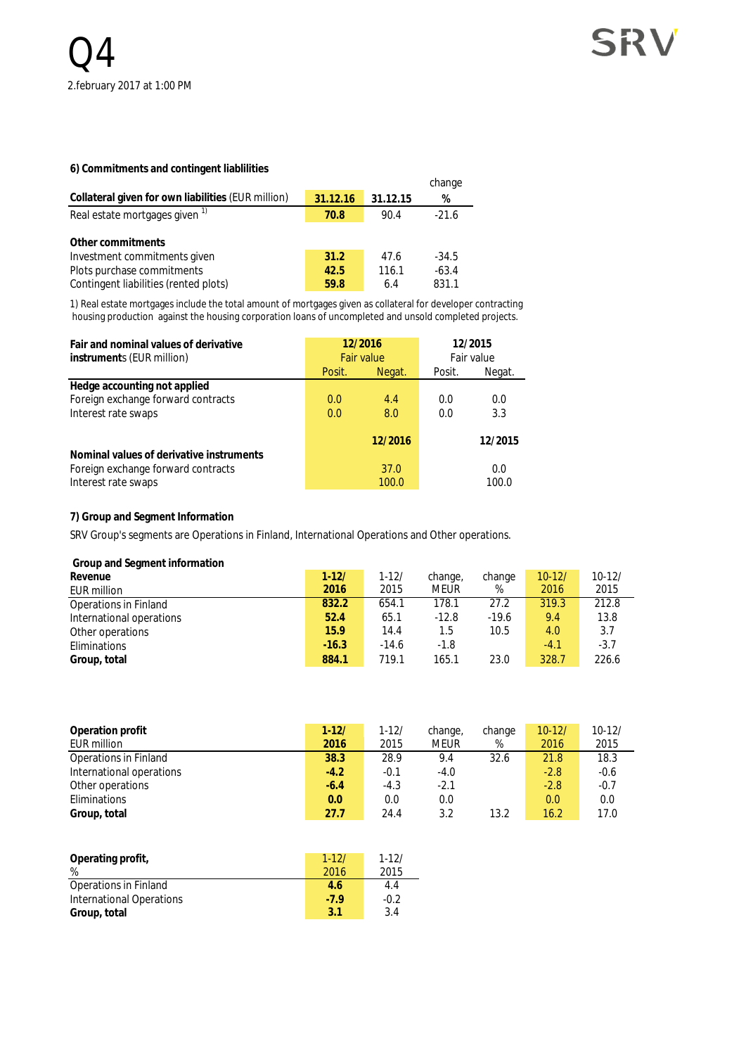#### 6) Commitments and contingent liablilities

| Collateral given for own liabilities (EUR million) | 31.12.16 | 31.12.15 | change % |
|---|---|---|---|
| Real estate mortgages given [1] | **70.8** | 90.4 | -21.6 |
| | | | |
| **Other commitments** | | | |
| Investment commitments given | **31.2** | 47.6 | -34.5 |
| Plots purchase commitments | **42.5** | 116.1 | -63.4 |
| Contingent liabilities (rented plots) | **59.8** | 6.4 | 831.1 |

1) Real estate mortgages include the total amount of mortgages given as collateral for developer contracting housing production against the housing corporation loans of uncompleted and unsold completed projects.

| Fair and nominal values of derivative instruments (EUR million) | 12/2016 Fair value | | 12/2015 Fair value | |
|---|---|---|---|---|
| | Posit. | Negat. | Posit. | Negat. |
| **Hedge accounting not applied** | | | | |
| Foreign exchange forward contracts | 0.0 | 4.4 | 0.0 | 0.0 |
| Interest rate swaps | 0.0 | 8.0 | 0.0 | 3.3 |
| | | | | |
| | | **12/2016** | | **12/2015** |
| **Nominal values of derivative instruments** | | | | |
| Foreign exchange forward contracts | | 37.0 | | 0.0 |
| Interest rate swaps | | 100.0 | | 100.0 |

#### 7) Group and Segment Information

SRV Group's segments are Operations in Finland, International Operations and Other operations.

**Group and Segment information**

| **Revenue** EUR million | **1-12/ 2016** | 1-12/ 2015 | change, MEUR | change % | 10-12/ 2016 | 10-12/ 2015 |
|---|---|---|---|---|---|---|
| Operations in Finland | **832.2** | 654.1 | 178.1 | 27.2 | 319.3 | 212.8 |
| International operations | **52.4** | 65.1 | -12.8 | -19.6 | 9.4 | 13.8 |
| Other operations | **15.9** | 14.4 | 1.5 | 10.5 | 4.0 | 3.7 |
| Eliminations | **-16.3** | -14.6 | -1.8 | | -4.1 | -3.7 |
| **Group, total** | **884.1** | 719.1 | 165.1 | 23.0 | 328.7 | 226.6 |

| **Operation profit** EUR million | **1-12/ 2016** | 1-12/ 2015 | change, MEUR | change % | 10-12/ 2016 | 10-12/ 2015 |
|---|---|---|---|---|---|---|
| Operations in Finland | **38.3** | 28.9 | 9.4 | 32.6 | 21.8 | 18.3 |
| International operations | **-4.2** | -0.1 | -4.0 | | -2.8 | -0.6 |
| Other operations | **-6.4** | -4.3 | -2.1 | | -2.8 | -0.7 |
| Eliminations | **0.0** | 0.0 | 0.0 | | 0.0 | 0.0 |
| **Group, total** | **27.7** | 24.4 | 3.2 | 13.2 | 16.2 | 17.0 |

| **Operating profit,** % | 1-12/ 2016 | 1-12/ 2015 |
|---|---|---|
| Operations in Finland | **4.6** | 4.4 |
| International Operations | **-7.9** | -0.2 |
| **Group, total** | **3.1** | 3.4 |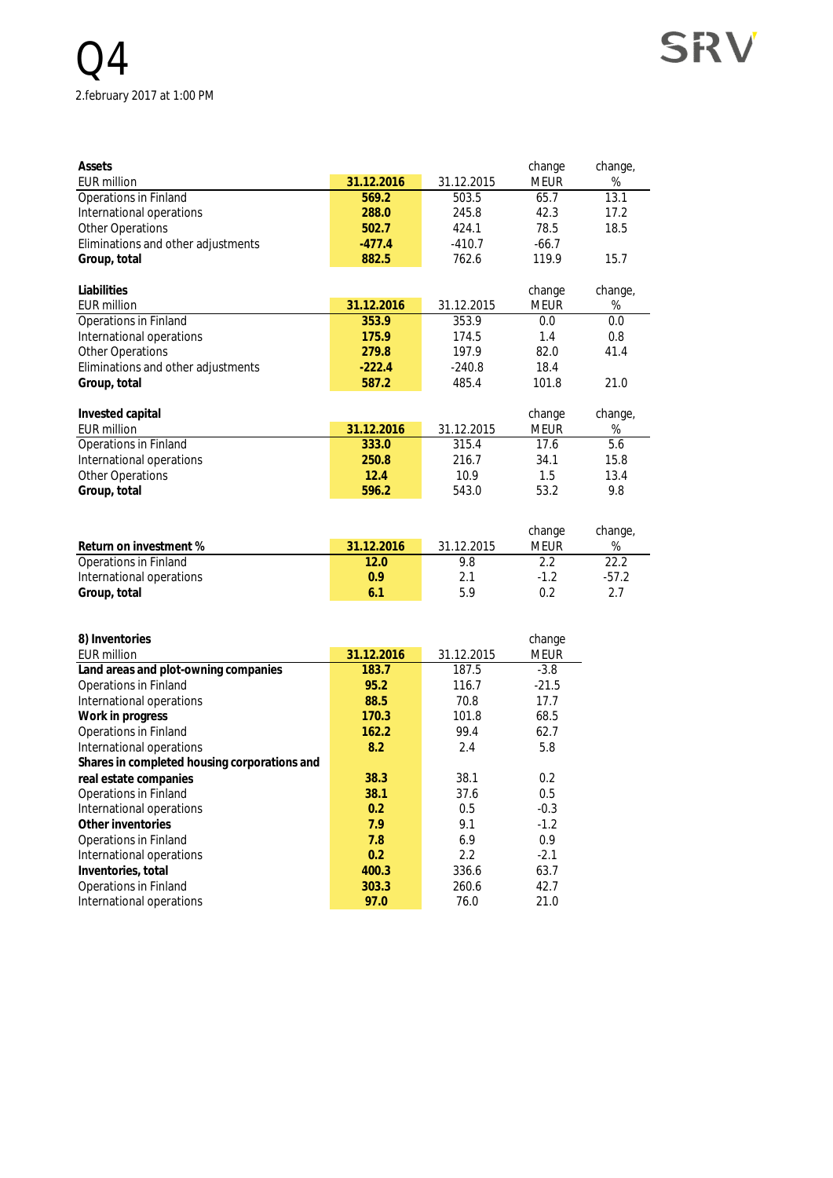Q4

2.february 2017 at 1:00 PM

| Assets<br>EUR million | 31.12.2016 | 31.12.2015 | change MEUR | change, % |
|---|---|---|---|---|
| Operations in Finland | **569.2** | 503.5 | 65.7 | 13.1 |
| International operations | **288.0** | 245.8 | 42.3 | 17.2 |
| Other Operations | **502.7** | 424.1 | 78.5 | 18.5 |
| Eliminations and other adjustments | **-477.4** | -410.7 | -66.7 | |
| **Group, total** | **882.5** | 762.6 | 119.9 | 15.7 |

| Liabilities<br>EUR million | 31.12.2016 | 31.12.2015 | change MEUR | change, % |
|---|---|---|---|---|
| Operations in Finland | **353.9** | 353.9 | 0.0 | 0.0 |
| International operations | **175.9** | 174.5 | 1.4 | 0.8 |
| Other Operations | **279.8** | 197.9 | 82.0 | 41.4 |
| Eliminations and other adjustments | **-222.4** | -240.8 | 18.4 | |
| **Group, total** | **587.2** | 485.4 | 101.8 | 21.0 |

| Invested capital<br>EUR million | 31.12.2016 | 31.12.2015 | change MEUR | change, % |
|---|---|---|---|---|
| Operations in Finland | **333.0** | 315.4 | 17.6 | 5.6 |
| International operations | **250.8** | 216.7 | 34.1 | 15.8 |
| Other Operations | **12.4** | 10.9 | 1.5 | 13.4 |
| **Group, total** | **596.2** | 543.0 | 53.2 | 9.8 |

| Return on investment % | 31.12.2016 | 31.12.2015 | change MEUR | change, % |
|---|---|---|---|---|
| Operations in Finland | **12.0** | 9.8 | 2.2 | 22.2 |
| International operations | **0.9** | 2.1 | -1.2 | -57.2 |
| **Group, total** | **6.1** | 5.9 | 0.2 | 2.7 |

| 8) Inventories<br>EUR million | 31.12.2016 | 31.12.2015 | change MEUR |
|---|---|---|---|
| **Land areas and plot-owning companies** | **183.7** | 187.5 | -3.8 |
| Operations in Finland | **95.2** | 116.7 | -21.5 |
| International operations | **88.5** | 70.8 | 17.7 |
| **Work in progress** | **170.3** | 101.8 | 68.5 |
| Operations in Finland | **162.2** | 99.4 | 62.7 |
| International operations | **8.2** | 2.4 | 5.8 |
| **Shares in completed housing corporations and real estate companies** | **38.3** | 38.1 | 0.2 |
| Operations in Finland | **38.1** | 37.6 | 0.5 |
| International operations | **0.2** | 0.5 | -0.3 |
| **Other inventories** | **7.9** | 9.1 | -1.2 |
| Operations in Finland | **7.8** | 6.9 | 0.9 |
| International operations | **0.2** | 2.2 | -2.1 |
| **Inventories, total** | **400.3** | 336.6 | 63.7 |
| Operations in Finland | **303.3** | 260.6 | 42.7 |
| International operations | **97.0** | 76.0 | 21.0 |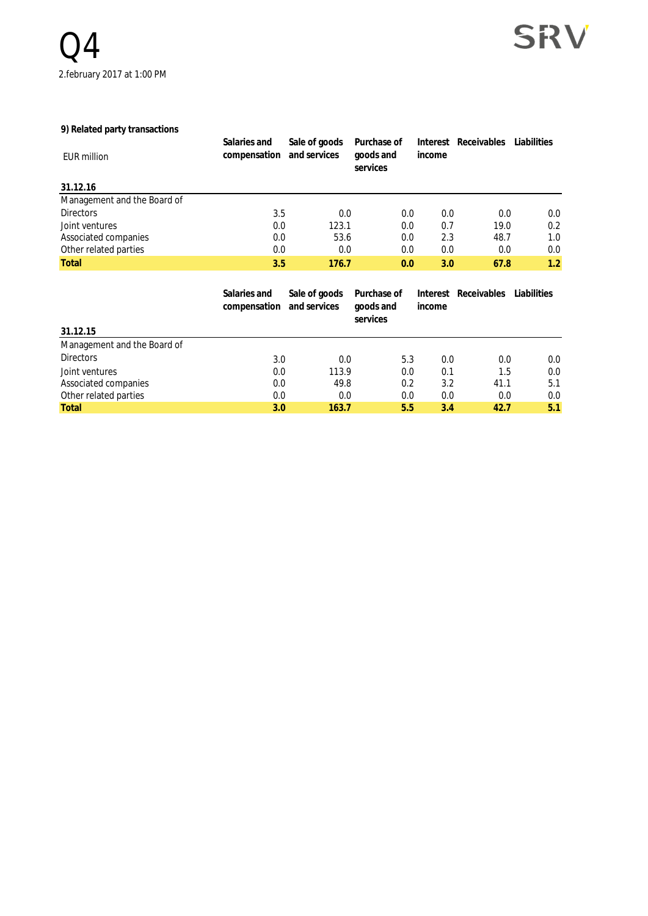### 9) Related party transactions

| EUR million | Salaries and compensation | Sale of goods and services | Purchase of goods and services | Interest income | Receivables | Liabilities |
|---|---|---|---|---|---|---|
| **31.12.16** | | | | | | |
| Management and the Board of Directors | 3.5 | 0.0 | 0.0 | 0.0 | 0.0 | 0.0 |
| Joint ventures | 0.0 | 123.1 | 0.0 | 0.7 | 19.0 | 0.2 |
| Associated companies | 0.0 | 53.6 | 0.0 | 2.3 | 48.7 | 1.0 |
| Other related parties | 0.0 | 0.0 | 0.0 | 0.0 | 0.0 | 0.0 |
| **Total** | **3.5** | **176.7** | **0.0** | **3.0** | **67.8** | **1.2** |

| | Salaries and compensation | Sale of goods and services | Purchase of goods and services | Interest income | Receivables | Liabilities |
|---|---|---|---|---|---|---|
| **31.12.15** | | | | | | |
| Management and the Board of Directors | 3.0 | 0.0 | 5.3 | 0.0 | 0.0 | 0.0 |
| Joint ventures | 0.0 | 113.9 | 0.0 | 0.1 | 1.5 | 0.0 |
| Associated companies | 0.0 | 49.8 | 0.2 | 3.2 | 41.1 | 5.1 |
| Other related parties | 0.0 | 0.0 | 0.0 | 0.0 | 0.0 | 0.0 |
| **Total** | **3.0** | **163.7** | **5.5** | **3.4** | **42.7** | **5.1** |